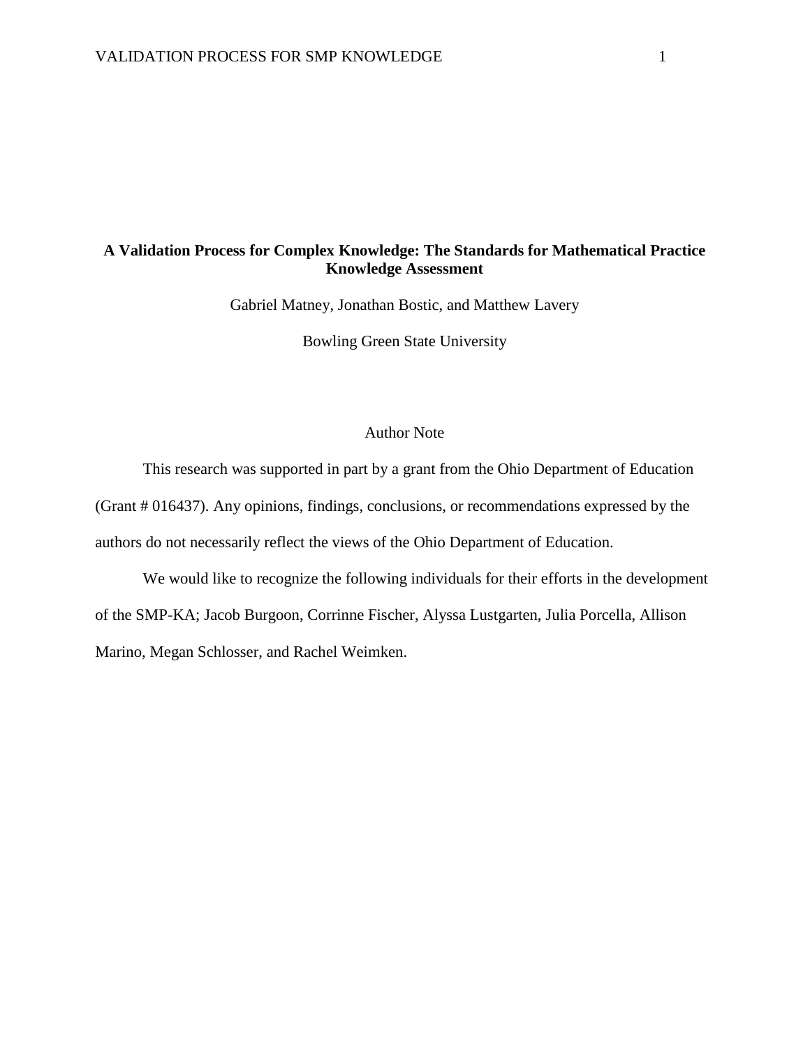# A Validation Process for Complex Knowledge: The Standards for Mathematical Practice Knowledge Assessment

Gabriel Matney, Jonathan Bostic, and Matthew Lavery

Bowling Green State University

## Author Note

This research was supported in part by a grant from the Ohio Department of Education (Grant # 016437). Any opinions, findings, conclusions, or recommendations expressed by the authors do not necessarily reflect the views of the Ohio Department of Education.

We would like to recognize the following individuals for their efforts in the development of the SMP-KA; Jacob Burgoon, Corrinne Fischer, Alyssa Lustgarten, Julia Porcella, Allison Marino, Megan Schlosser, and Rachel Weimken.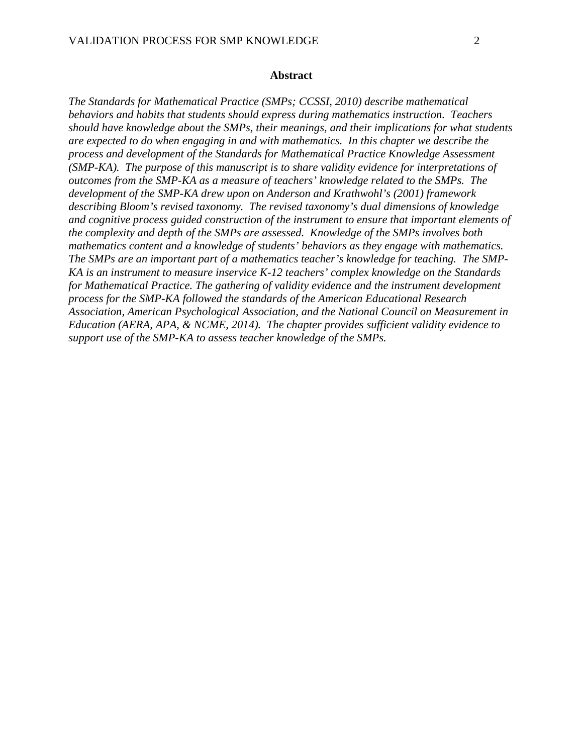**Abstract**

*The Standards for Mathematical Practice (SMPs; CCSSI, 2010) describe mathematical behaviors and habits that students should express during mathematics instruction. Teachers should have knowledge about the SMPs, their meanings, and their implications for what students are expected to do when engaging in and with mathematics. In this chapter we describe the process and development of the Standards for Mathematical Practice Knowledge Assessment (SMP-KA). The purpose of this manuscript is to share validity evidence for interpretations of outcomes from the SMP-KA as a measure of teachers' knowledge related to the SMPs. The development of the SMP-KA drew upon on Anderson and Krathwohl's (2001) framework describing Bloom's revised taxonomy. The revised taxonomy's dual dimensions of knowledge and cognitive process guided construction of the instrument to ensure that important elements of the complexity and depth of the SMPs are assessed. Knowledge of the SMPs involves both mathematics content and a knowledge of students' behaviors as they engage with mathematics. The SMPs are an important part of a mathematics teacher's knowledge for teaching. The SMP-KA is an instrument to measure inservice K-12 teachers' complex knowledge on the Standards for Mathematical Practice. The gathering of validity evidence and the instrument development process for the SMP-KA followed the standards of the American Educational Research Association, American Psychological Association, and the National Council on Measurement in Education (AERA, APA, & NCME, 2014). The chapter provides sufficient validity evidence to support use of the SMP-KA to assess teacher knowledge of the SMPs.*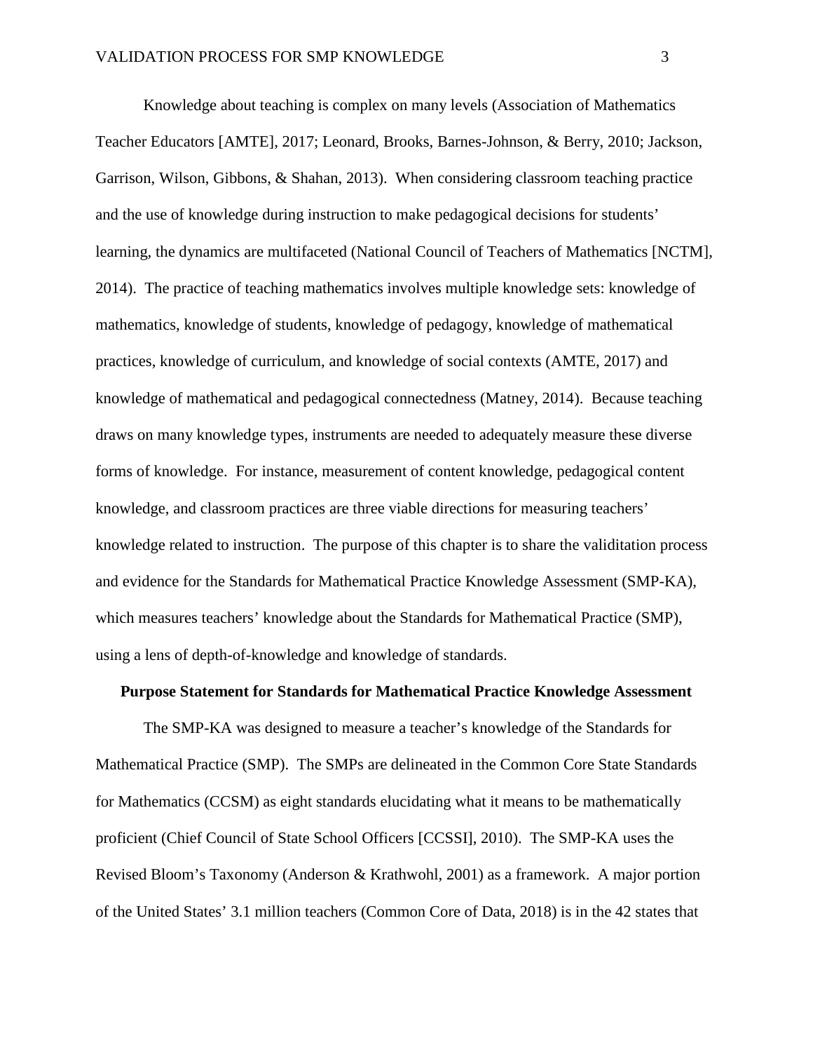Knowledge about teaching is complex on many levels (Association of Mathematics Teacher Educators [AMTE], 2017; Leonard, Brooks, Barnes-Johnson, & Berry, 2010; Jackson, Garrison, Wilson, Gibbons, & Shahan, 2013). When considering classroom teaching practice and the use of knowledge during instruction to make pedagogical decisions for students' learning, the dynamics are multifaceted (National Council of Teachers of Mathematics [NCTM], 2014). The practice of teaching mathematics involves multiple knowledge sets: knowledge of mathematics, knowledge of students, knowledge of pedagogy, knowledge of mathematical practices, knowledge of curriculum, and knowledge of social contexts (AMTE, 2017) and knowledge of mathematical and pedagogical connectedness (Matney, 2014). Because teaching draws on many knowledge types, instruments are needed to adequately measure these diverse forms of knowledge. For instance, measurement of content knowledge, pedagogical content knowledge, and classroom practices are three viable directions for measuring teachers' knowledge related to instruction. The purpose of this chapter is to share the validitation process and evidence for the Standards for Mathematical Practice Knowledge Assessment (SMP-KA), which measures teachers' knowledge about the Standards for Mathematical Practice (SMP), using a lens of depth-of-knowledge and knowledge of standards.

## Purpose Statement for Standards for Mathematical Practice Knowledge Assessment

The SMP-KA was designed to measure a teacher's knowledge of the Standards for Mathematical Practice (SMP). The SMPs are delineated in the Common Core State Standards for Mathematics (CCSM) as eight standards elucidating what it means to be mathematically proficient (Chief Council of State School Officers [CCSSI], 2010). The SMP-KA uses the Revised Bloom's Taxonomy (Anderson & Krathwohl, 2001) as a framework. A major portion of the United States' 3.1 million teachers (Common Core of Data, 2018) is in the 42 states that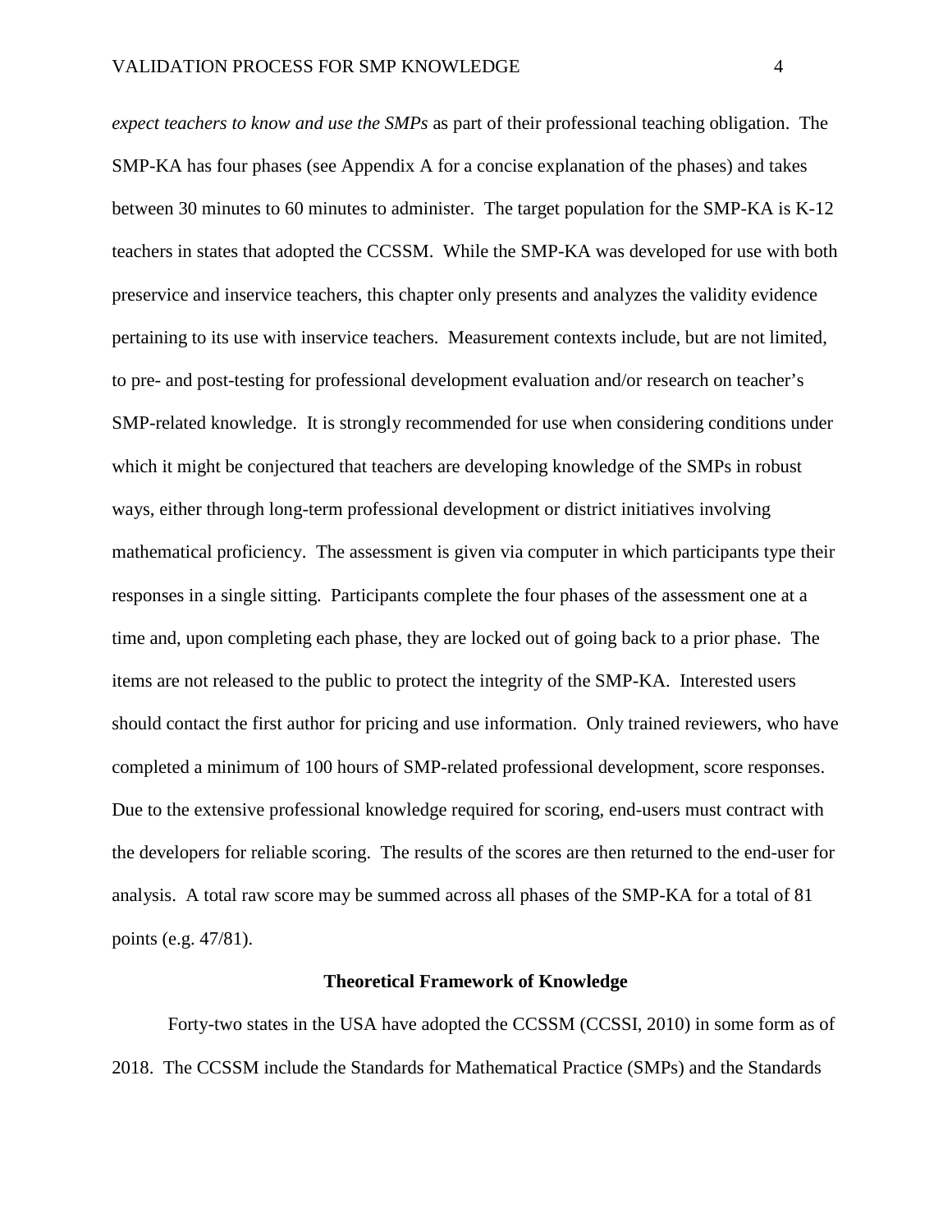*expect teachers to know and use the SMPs* as part of their professional teaching obligation. The SMP-KA has four phases (see Appendix A for a concise explanation of the phases) and takes between 30 minutes to 60 minutes to administer. The target population for the SMP-KA is K-12 teachers in states that adopted the CCSSM. While the SMP-KA was developed for use with both preservice and inservice teachers, this chapter only presents and analyzes the validity evidence pertaining to its use with inservice teachers. Measurement contexts include, but are not limited, to pre- and post-testing for professional development evaluation and/or research on teacher's SMP-related knowledge. It is strongly recommended for use when considering conditions under which it might be conjectured that teachers are developing knowledge of the SMPs in robust ways, either through long-term professional development or district initiatives involving mathematical proficiency. The assessment is given via computer in which participants type their responses in a single sitting. Participants complete the four phases of the assessment one at a time and, upon completing each phase, they are locked out of going back to a prior phase. The items are not released to the public to protect the integrity of the SMP-KA. Interested users should contact the first author for pricing and use information. Only trained reviewers, who have completed a minimum of 100 hours of SMP-related professional development, score responses. Due to the extensive professional knowledge required for scoring, end-users must contract with the developers for reliable scoring. The results of the scores are then returned to the end-user for analysis. A total raw score may be summed across all phases of the SMP-KA for a total of 81 points (e.g. 47/81).

## Theoretical Framework of Knowledge

Forty-two states in the USA have adopted the CCSSM (CCSSI, 2010) in some form as of 2018. The CCSSM include the Standards for Mathematical Practice (SMPs) and the Standards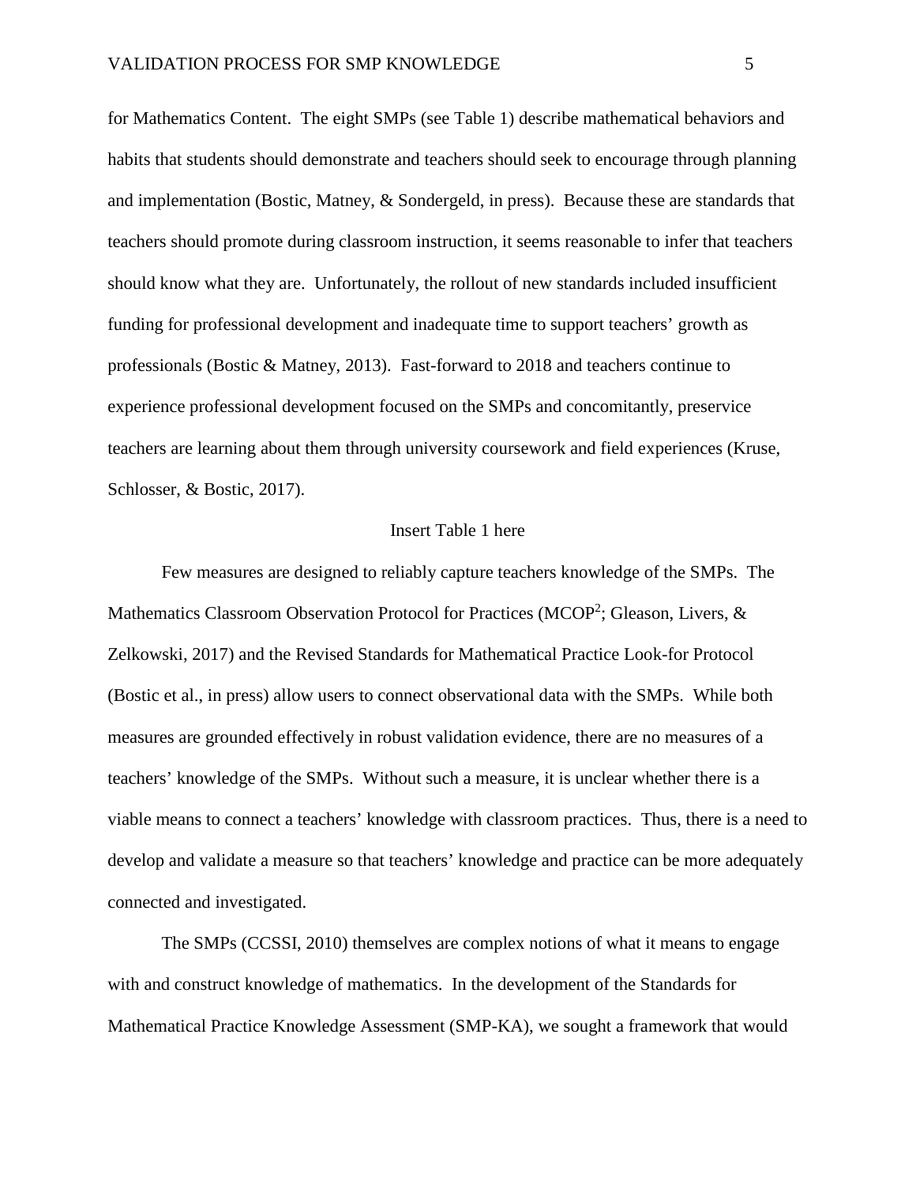for Mathematics Content. The eight SMPs (see Table 1) describe mathematical behaviors and habits that students should demonstrate and teachers should seek to encourage through planning and implementation (Bostic, Matney, & Sondergeld, in press). Because these are standards that teachers should promote during classroom instruction, it seems reasonable to infer that teachers should know what they are. Unfortunately, the rollout of new standards included insufficient funding for professional development and inadequate time to support teachers' growth as professionals (Bostic & Matney, 2013). Fast-forward to 2018 and teachers continue to experience professional development focused on the SMPs and concomitantly, preservice teachers are learning about them through university coursework and field experiences (Kruse, Schlosser, & Bostic, 2017).

Insert Table 1 here

Few measures are designed to reliably capture teachers knowledge of the SMPs. The Mathematics Classroom Observation Protocol for Practices (MCOP[2]; Gleason, Livers, & Zelkowski, 2017) and the Revised Standards for Mathematical Practice Look-for Protocol (Bostic et al., in press) allow users to connect observational data with the SMPs. While both measures are grounded effectively in robust validation evidence, there are no measures of a teachers' knowledge of the SMPs. Without such a measure, it is unclear whether there is a viable means to connect a teachers' knowledge with classroom practices. Thus, there is a need to develop and validate a measure so that teachers' knowledge and practice can be more adequately connected and investigated.

The SMPs (CCSSI, 2010) themselves are complex notions of what it means to engage with and construct knowledge of mathematics. In the development of the Standards for Mathematical Practice Knowledge Assessment (SMP-KA), we sought a framework that would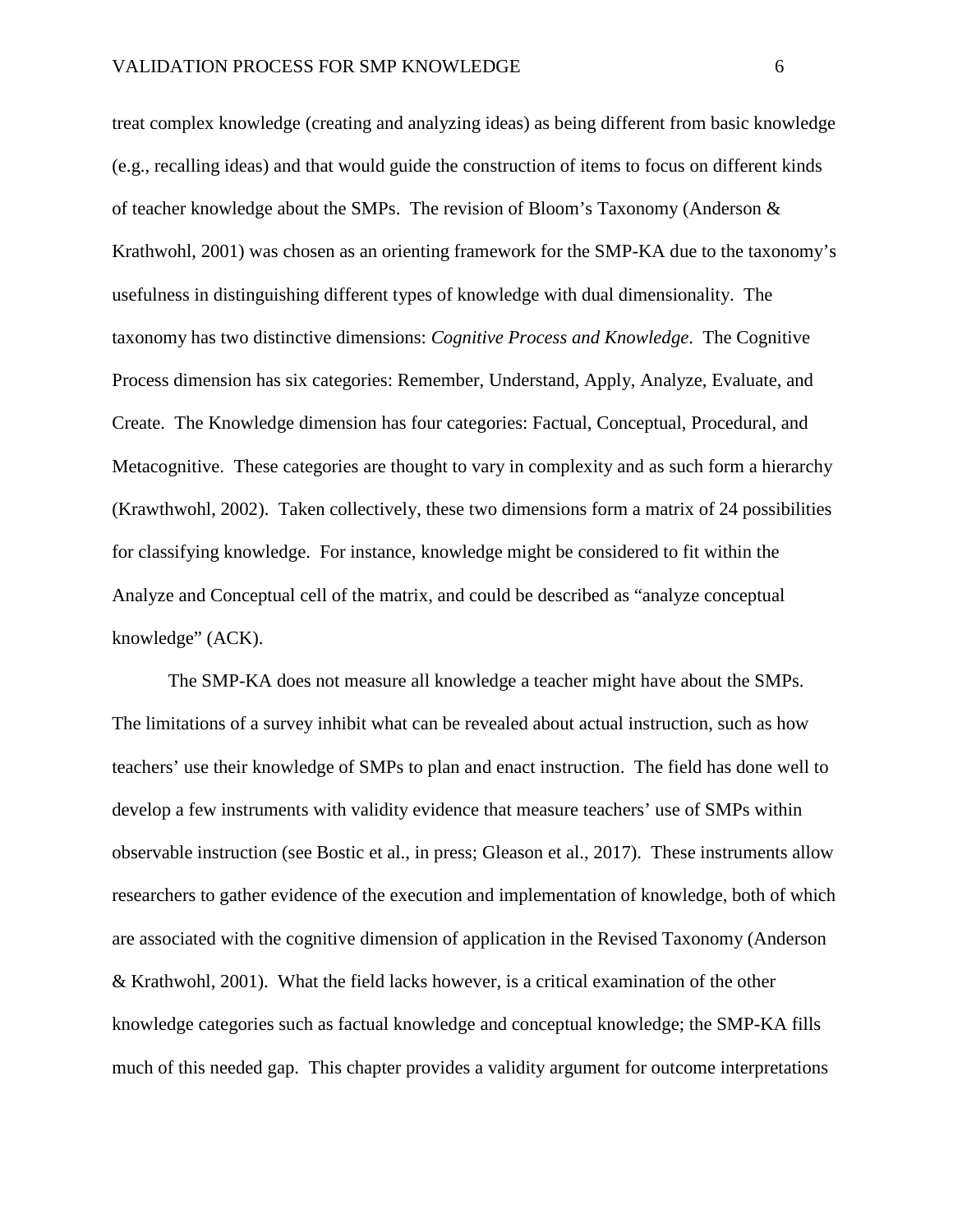treat complex knowledge (creating and analyzing ideas) as being different from basic knowledge (e.g., recalling ideas) and that would guide the construction of items to focus on different kinds of teacher knowledge about the SMPs. The revision of Bloom's Taxonomy (Anderson & Krathwohl, 2001) was chosen as an orienting framework for the SMP-KA due to the taxonomy's usefulness in distinguishing different types of knowledge with dual dimensionality. The taxonomy has two distinctive dimensions: *Cognitive Process and Knowledge*. The Cognitive Process dimension has six categories: Remember, Understand, Apply, Analyze, Evaluate, and Create. The Knowledge dimension has four categories: Factual, Conceptual, Procedural, and Metacognitive. These categories are thought to vary in complexity and as such form a hierarchy (Krawthwohl, 2002). Taken collectively, these two dimensions form a matrix of 24 possibilities for classifying knowledge. For instance, knowledge might be considered to fit within the Analyze and Conceptual cell of the matrix, and could be described as "analyze conceptual knowledge" (ACK).

The SMP-KA does not measure all knowledge a teacher might have about the SMPs. The limitations of a survey inhibit what can be revealed about actual instruction, such as how teachers' use their knowledge of SMPs to plan and enact instruction. The field has done well to develop a few instruments with validity evidence that measure teachers' use of SMPs within observable instruction (see Bostic et al., in press; Gleason et al., 2017). These instruments allow researchers to gather evidence of the execution and implementation of knowledge, both of which are associated with the cognitive dimension of application in the Revised Taxonomy (Anderson & Krathwohl, 2001). What the field lacks however, is a critical examination of the other knowledge categories such as factual knowledge and conceptual knowledge; the SMP-KA fills much of this needed gap. This chapter provides a validity argument for outcome interpretations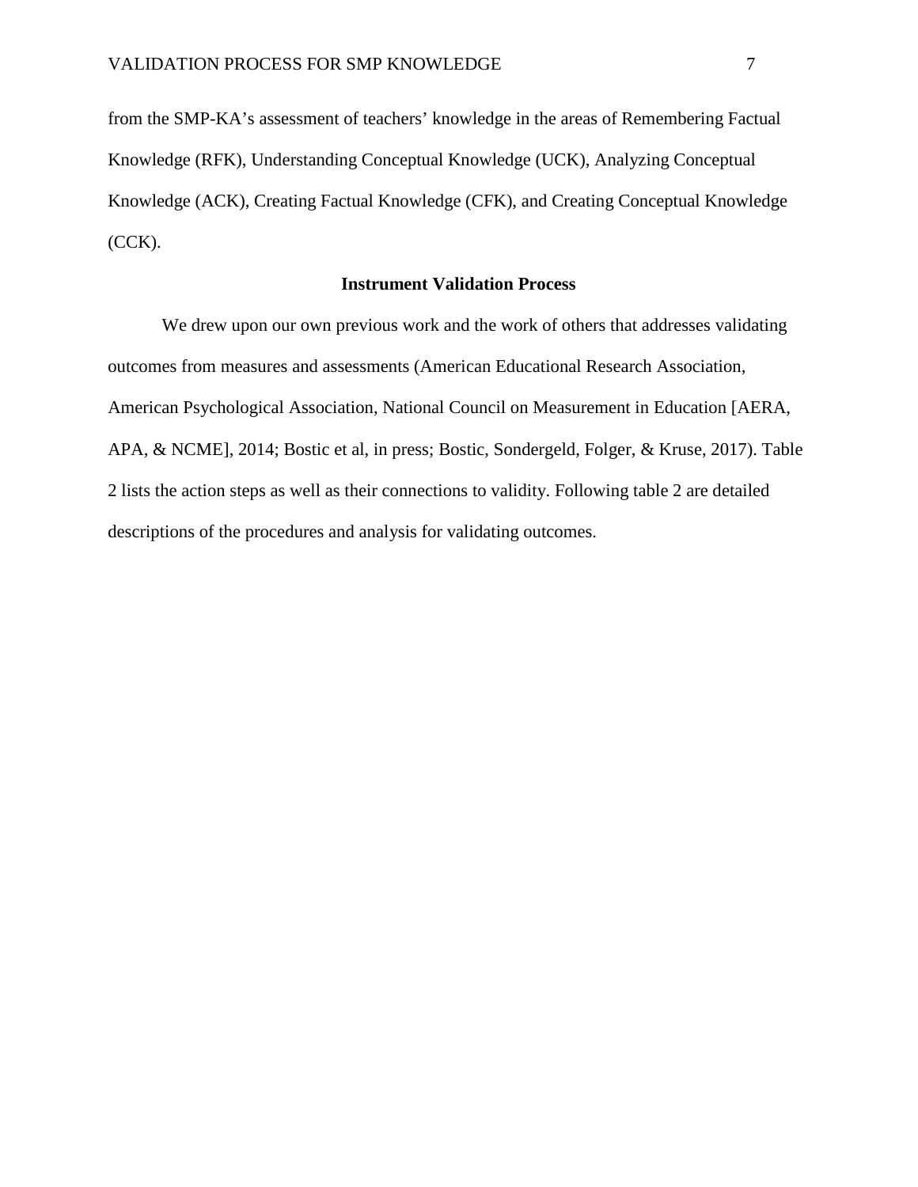from the SMP-KA's assessment of teachers' knowledge in the areas of Remembering Factual Knowledge (RFK), Understanding Conceptual Knowledge (UCK), Analyzing Conceptual Knowledge (ACK), Creating Factual Knowledge (CFK), and Creating Conceptual Knowledge (CCK).

## Instrument Validation Process

We drew upon our own previous work and the work of others that addresses validating outcomes from measures and assessments (American Educational Research Association, American Psychological Association, National Council on Measurement in Education [AERA, APA, & NCME], 2014; Bostic et al, in press; Bostic, Sondergeld, Folger, & Kruse, 2017). Table 2 lists the action steps as well as their connections to validity. Following table 2 are detailed descriptions of the procedures and analysis for validating outcomes.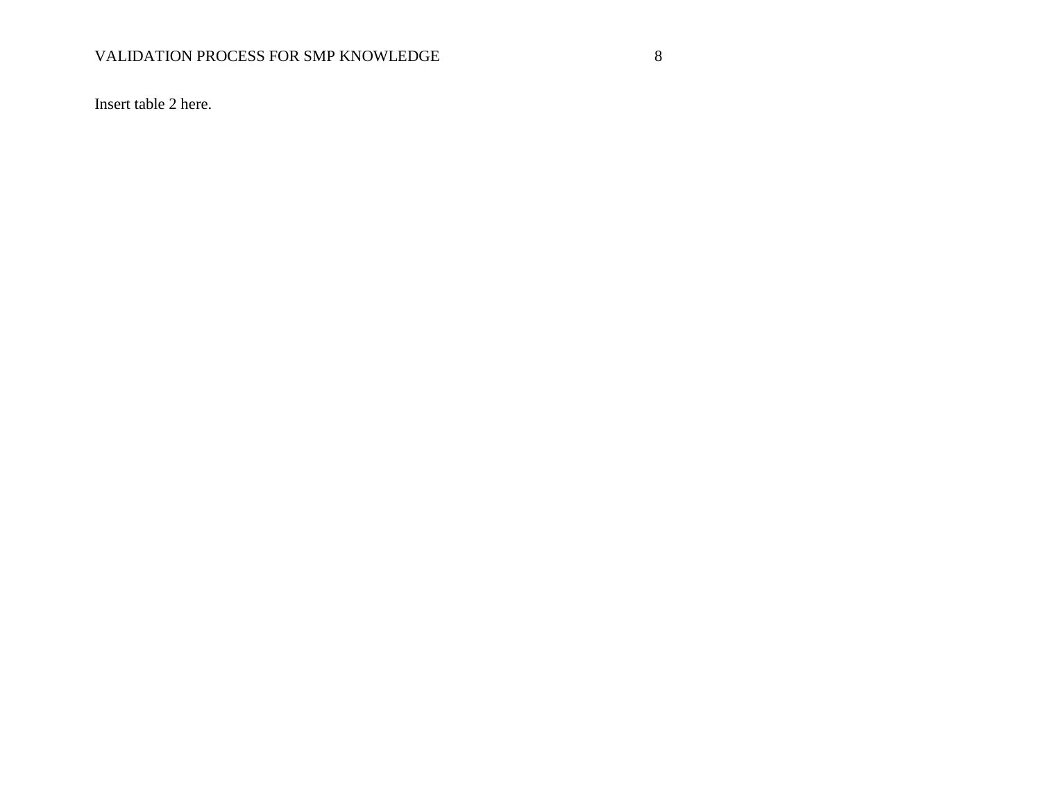Insert table 2 here.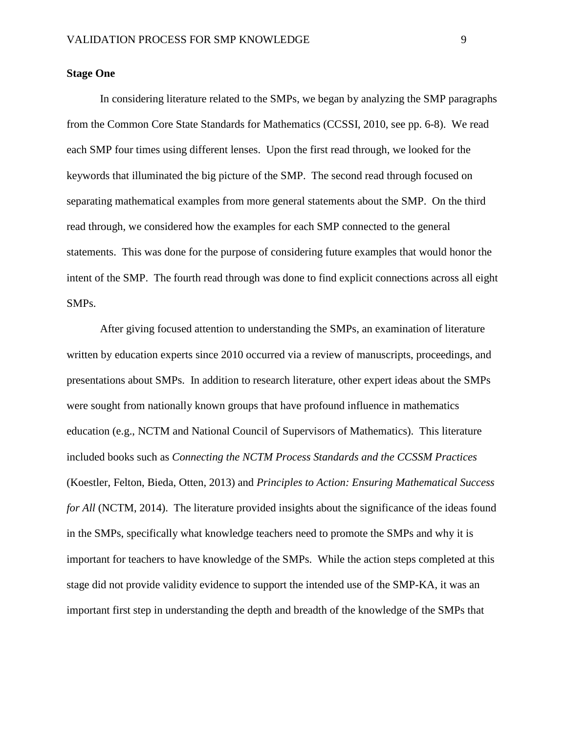**Stage One**

In considering literature related to the SMPs, we began by analyzing the SMP paragraphs from the Common Core State Standards for Mathematics (CCSSI, 2010, see pp. 6-8). We read each SMP four times using different lenses. Upon the first read through, we looked for the keywords that illuminated the big picture of the SMP. The second read through focused on separating mathematical examples from more general statements about the SMP. On the third read through, we considered how the examples for each SMP connected to the general statements. This was done for the purpose of considering future examples that would honor the intent of the SMP. The fourth read through was done to find explicit connections across all eight SMPs.

After giving focused attention to understanding the SMPs, an examination of literature written by education experts since 2010 occurred via a review of manuscripts, proceedings, and presentations about SMPs. In addition to research literature, other expert ideas about the SMPs were sought from nationally known groups that have profound influence in mathematics education (e.g., NCTM and National Council of Supervisors of Mathematics). This literature included books such as *Connecting the NCTM Process Standards and the CCSSM Practices* (Koestler, Felton, Bieda, Otten, 2013) and *Principles to Action: Ensuring Mathematical Success for All* (NCTM, 2014). The literature provided insights about the significance of the ideas found in the SMPs, specifically what knowledge teachers need to promote the SMPs and why it is important for teachers to have knowledge of the SMPs. While the action steps completed at this stage did not provide validity evidence to support the intended use of the SMP-KA, it was an important first step in understanding the depth and breadth of the knowledge of the SMPs that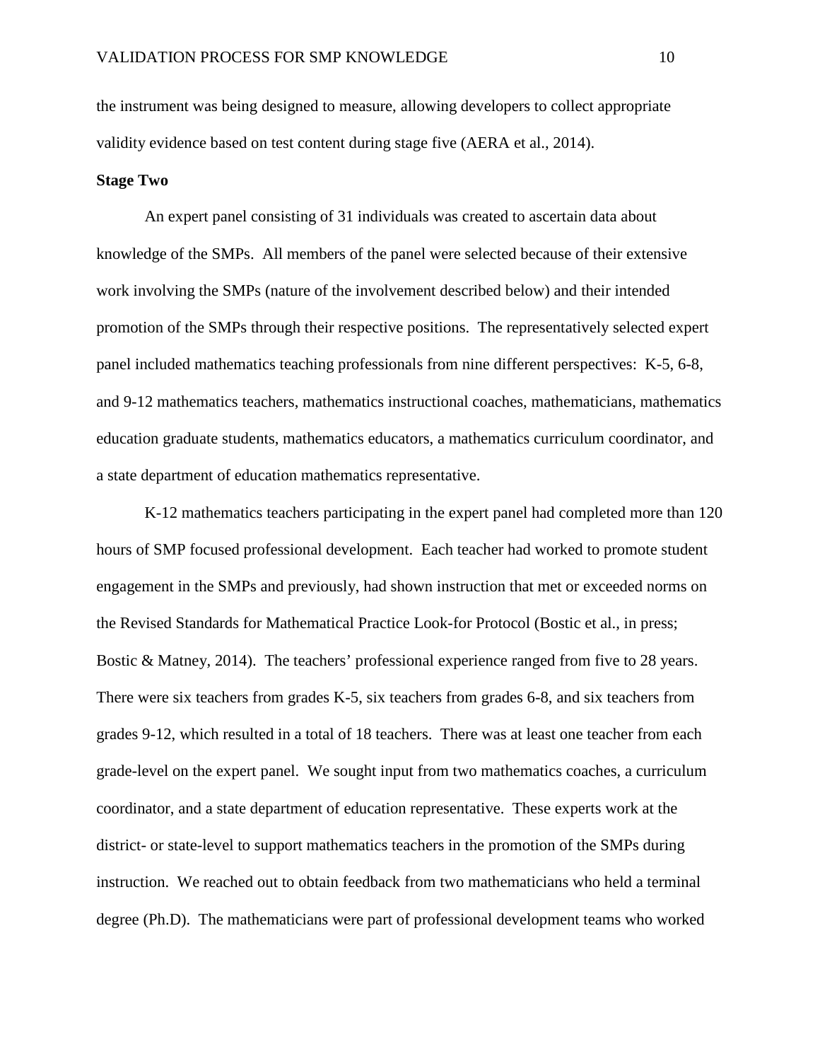the instrument was being designed to measure, allowing developers to collect appropriate validity evidence based on test content during stage five (AERA et al., 2014).

**Stage Two**

An expert panel consisting of 31 individuals was created to ascertain data about knowledge of the SMPs. All members of the panel were selected because of their extensive work involving the SMPs (nature of the involvement described below) and their intended promotion of the SMPs through their respective positions. The representatively selected expert panel included mathematics teaching professionals from nine different perspectives: K-5, 6-8, and 9-12 mathematics teachers, mathematics instructional coaches, mathematicians, mathematics education graduate students, mathematics educators, a mathematics curriculum coordinator, and a state department of education mathematics representative.

K-12 mathematics teachers participating in the expert panel had completed more than 120 hours of SMP focused professional development. Each teacher had worked to promote student engagement in the SMPs and previously, had shown instruction that met or exceeded norms on the Revised Standards for Mathematical Practice Look-for Protocol (Bostic et al., in press; Bostic & Matney, 2014). The teachers' professional experience ranged from five to 28 years. There were six teachers from grades K-5, six teachers from grades 6-8, and six teachers from grades 9-12, which resulted in a total of 18 teachers. There was at least one teacher from each grade-level on the expert panel. We sought input from two mathematics coaches, a curriculum coordinator, and a state department of education representative. These experts work at the district- or state-level to support mathematics teachers in the promotion of the SMPs during instruction. We reached out to obtain feedback from two mathematicians who held a terminal degree (Ph.D). The mathematicians were part of professional development teams who worked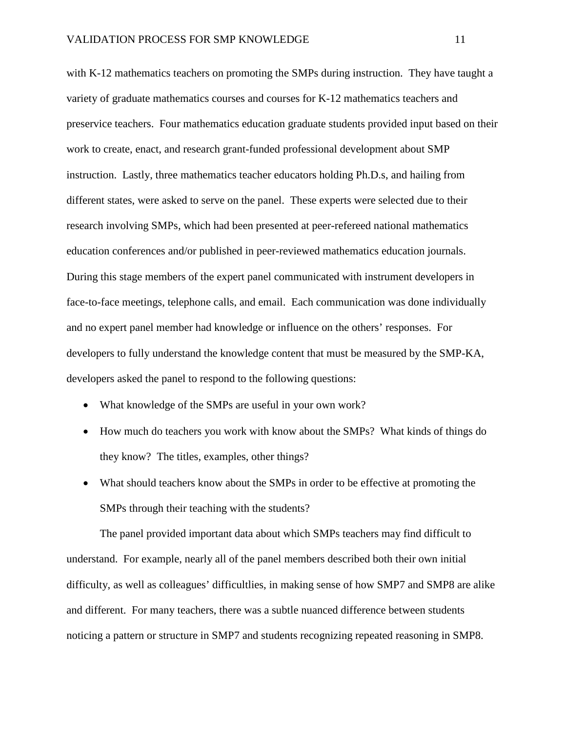with K-12 mathematics teachers on promoting the SMPs during instruction. They have taught a variety of graduate mathematics courses and courses for K-12 mathematics teachers and preservice teachers. Four mathematics education graduate students provided input based on their work to create, enact, and research grant-funded professional development about SMP instruction. Lastly, three mathematics teacher educators holding Ph.D.s, and hailing from different states, were asked to serve on the panel. These experts were selected due to their research involving SMPs, which had been presented at peer-refereed national mathematics education conferences and/or published in peer-reviewed mathematics education journals. During this stage members of the expert panel communicated with instrument developers in face-to-face meetings, telephone calls, and email. Each communication was done individually and no expert panel member had knowledge or influence on the others' responses. For developers to fully understand the knowledge content that must be measured by the SMP-KA, developers asked the panel to respond to the following questions:

- What knowledge of the SMPs are useful in your own work?
- How much do teachers you work with know about the SMPs? What kinds of things do they know? The titles, examples, other things?
- What should teachers know about the SMPs in order to be effective at promoting the SMPs through their teaching with the students?

The panel provided important data about which SMPs teachers may find difficult to understand. For example, nearly all of the panel members described both their own initial difficulty, as well as colleagues' difficultlies, in making sense of how SMP7 and SMP8 are alike and different. For many teachers, there was a subtle nuanced difference between students noticing a pattern or structure in SMP7 and students recognizing repeated reasoning in SMP8.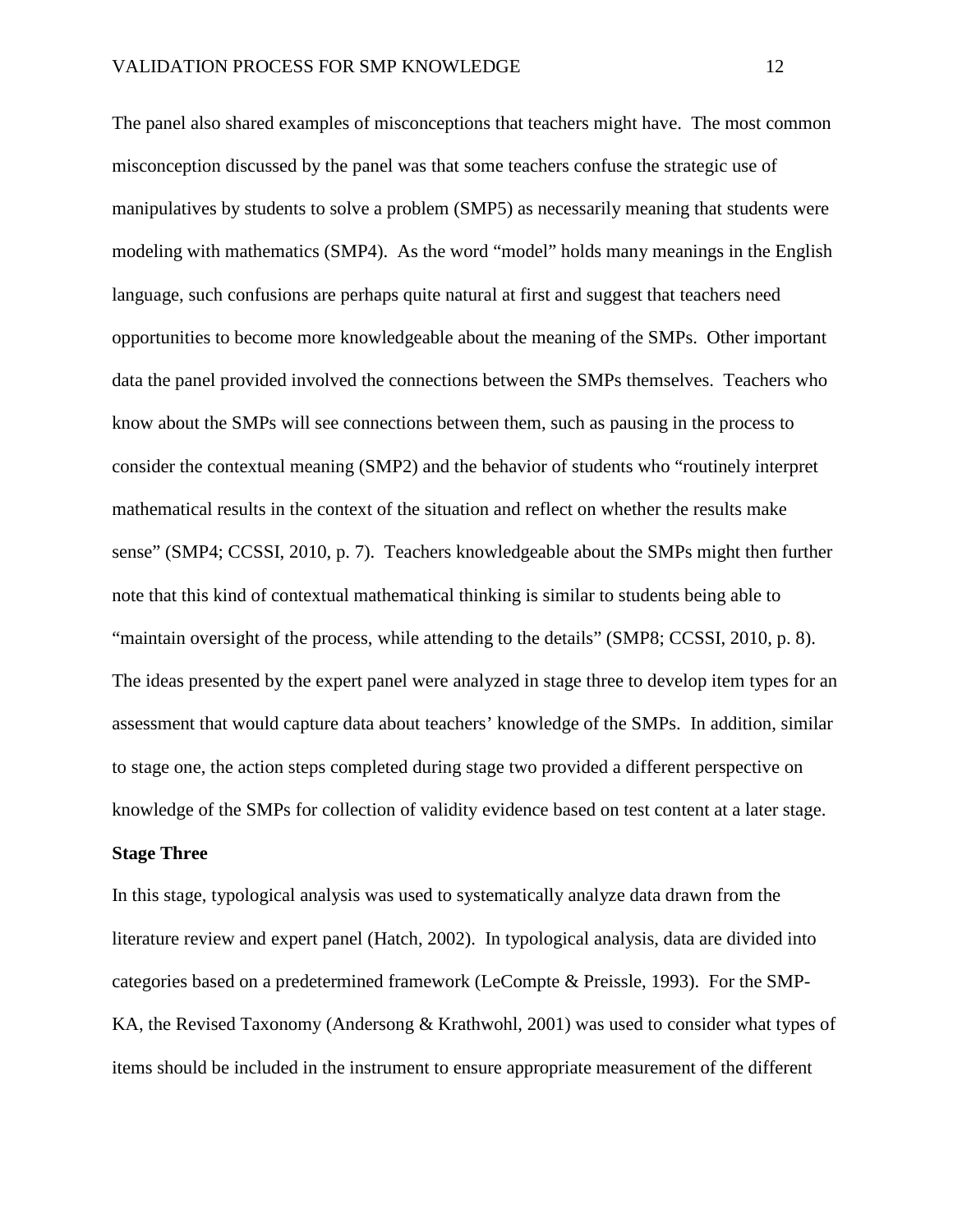The panel also shared examples of misconceptions that teachers might have. The most common misconception discussed by the panel was that some teachers confuse the strategic use of manipulatives by students to solve a problem (SMP5) as necessarily meaning that students were modeling with mathematics (SMP4). As the word "model" holds many meanings in the English language, such confusions are perhaps quite natural at first and suggest that teachers need opportunities to become more knowledgeable about the meaning of the SMPs. Other important data the panel provided involved the connections between the SMPs themselves. Teachers who know about the SMPs will see connections between them, such as pausing in the process to consider the contextual meaning (SMP2) and the behavior of students who "routinely interpret mathematical results in the context of the situation and reflect on whether the results make sense" (SMP4; CCSSI, 2010, p. 7). Teachers knowledgeable about the SMPs might then further note that this kind of contextual mathematical thinking is similar to students being able to "maintain oversight of the process, while attending to the details" (SMP8; CCSSI, 2010, p. 8). The ideas presented by the expert panel were analyzed in stage three to develop item types for an assessment that would capture data about teachers' knowledge of the SMPs. In addition, similar to stage one, the action steps completed during stage two provided a different perspective on knowledge of the SMPs for collection of validity evidence based on test content at a later stage.

### Stage Three

In this stage, typological analysis was used to systematically analyze data drawn from the literature review and expert panel (Hatch, 2002). In typological analysis, data are divided into categories based on a predetermined framework (LeCompte & Preissle, 1993). For the SMP-KA, the Revised Taxonomy (Andersong & Krathwohl, 2001) was used to consider what types of items should be included in the instrument to ensure appropriate measurement of the different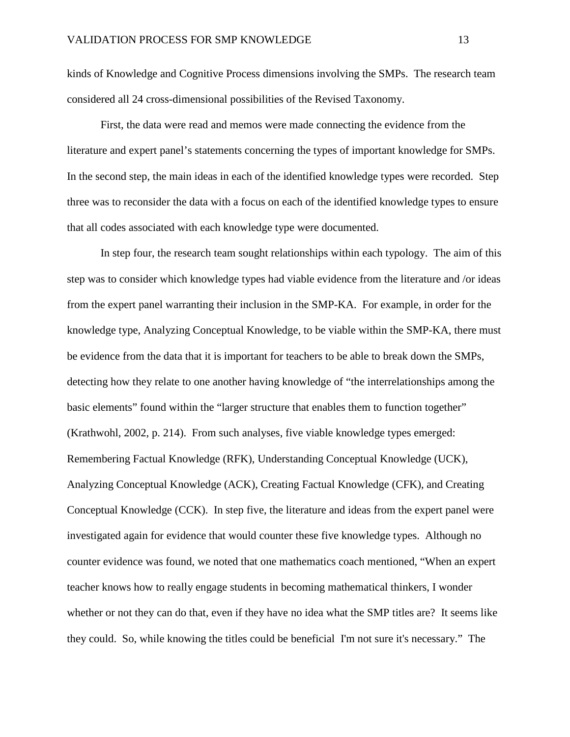kinds of Knowledge and Cognitive Process dimensions involving the SMPs. The research team considered all 24 cross-dimensional possibilities of the Revised Taxonomy.

First, the data were read and memos were made connecting the evidence from the literature and expert panel's statements concerning the types of important knowledge for SMPs. In the second step, the main ideas in each of the identified knowledge types were recorded. Step three was to reconsider the data with a focus on each of the identified knowledge types to ensure that all codes associated with each knowledge type were documented.

In step four, the research team sought relationships within each typology. The aim of this step was to consider which knowledge types had viable evidence from the literature and /or ideas from the expert panel warranting their inclusion in the SMP-KA. For example, in order for the knowledge type, Analyzing Conceptual Knowledge, to be viable within the SMP-KA, there must be evidence from the data that it is important for teachers to be able to break down the SMPs, detecting how they relate to one another having knowledge of "the interrelationships among the basic elements" found within the "larger structure that enables them to function together" (Krathwohl, 2002, p. 214). From such analyses, five viable knowledge types emerged: Remembering Factual Knowledge (RFK), Understanding Conceptual Knowledge (UCK), Analyzing Conceptual Knowledge (ACK), Creating Factual Knowledge (CFK), and Creating Conceptual Knowledge (CCK). In step five, the literature and ideas from the expert panel were investigated again for evidence that would counter these five knowledge types. Although no counter evidence was found, we noted that one mathematics coach mentioned, "When an expert teacher knows how to really engage students in becoming mathematical thinkers, I wonder whether or not they can do that, even if they have no idea what the SMP titles are? It seems like they could. So, while knowing the titles could be beneficial I'm not sure it's necessary." The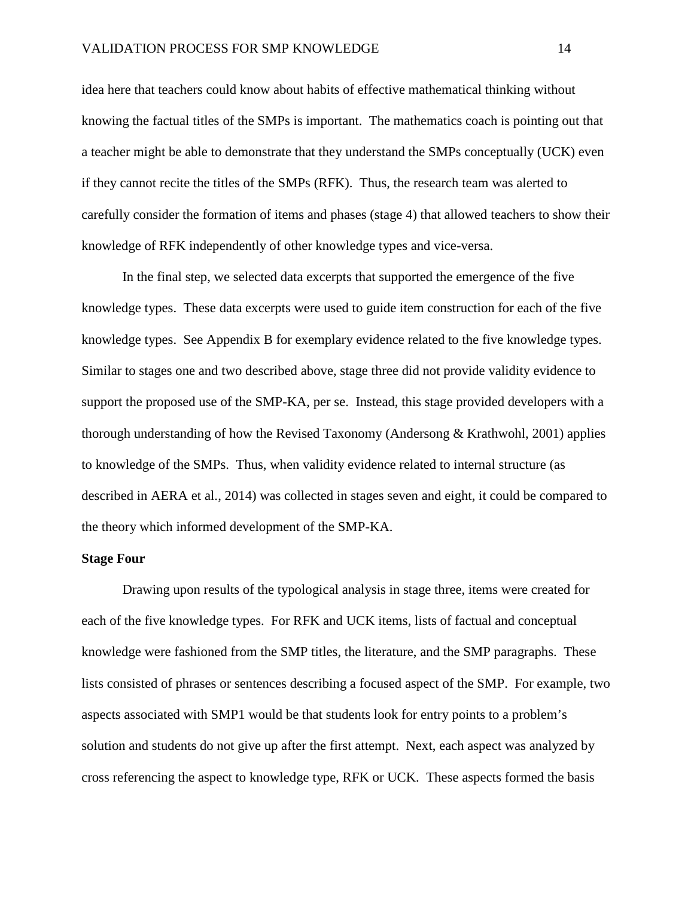idea here that teachers could know about habits of effective mathematical thinking without knowing the factual titles of the SMPs is important. The mathematics coach is pointing out that a teacher might be able to demonstrate that they understand the SMPs conceptually (UCK) even if they cannot recite the titles of the SMPs (RFK). Thus, the research team was alerted to carefully consider the formation of items and phases (stage 4) that allowed teachers to show their knowledge of RFK independently of other knowledge types and vice-versa.

In the final step, we selected data excerpts that supported the emergence of the five knowledge types. These data excerpts were used to guide item construction for each of the five knowledge types. See Appendix B for exemplary evidence related to the five knowledge types. Similar to stages one and two described above, stage three did not provide validity evidence to support the proposed use of the SMP-KA, per se. Instead, this stage provided developers with a thorough understanding of how the Revised Taxonomy (Andersong & Krathwohl, 2001) applies to knowledge of the SMPs. Thus, when validity evidence related to internal structure (as described in AERA et al., 2014) was collected in stages seven and eight, it could be compared to the theory which informed development of the SMP-KA.

**Stage Four**

Drawing upon results of the typological analysis in stage three, items were created for each of the five knowledge types. For RFK and UCK items, lists of factual and conceptual knowledge were fashioned from the SMP titles, the literature, and the SMP paragraphs. These lists consisted of phrases or sentences describing a focused aspect of the SMP. For example, two aspects associated with SMP1 would be that students look for entry points to a problem's solution and students do not give up after the first attempt. Next, each aspect was analyzed by cross referencing the aspect to knowledge type, RFK or UCK. These aspects formed the basis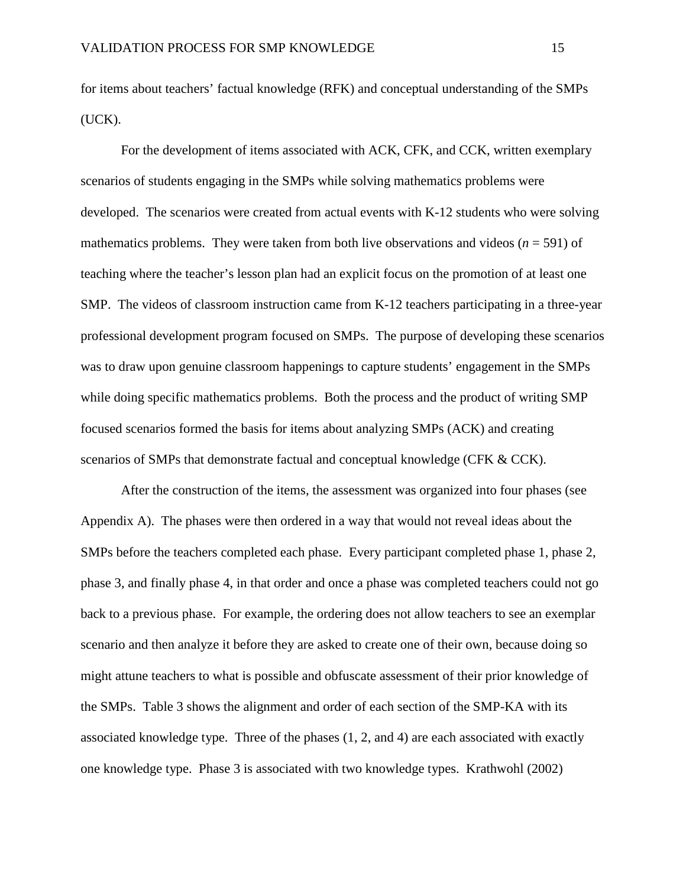for items about teachers' factual knowledge (RFK) and conceptual understanding of the SMPs (UCK).

For the development of items associated with ACK, CFK, and CCK, written exemplary scenarios of students engaging in the SMPs while solving mathematics problems were developed. The scenarios were created from actual events with K-12 students who were solving mathematics problems. They were taken from both live observations and videos ($n$ = 591) of teaching where the teacher's lesson plan had an explicit focus on the promotion of at least one SMP. The videos of classroom instruction came from K-12 teachers participating in a three-year professional development program focused on SMPs. The purpose of developing these scenarios was to draw upon genuine classroom happenings to capture students' engagement in the SMPs while doing specific mathematics problems. Both the process and the product of writing SMP focused scenarios formed the basis for items about analyzing SMPs (ACK) and creating scenarios of SMPs that demonstrate factual and conceptual knowledge (CFK & CCK).

After the construction of the items, the assessment was organized into four phases (see Appendix A). The phases were then ordered in a way that would not reveal ideas about the SMPs before the teachers completed each phase. Every participant completed phase 1, phase 2, phase 3, and finally phase 4, in that order and once a phase was completed teachers could not go back to a previous phase. For example, the ordering does not allow teachers to see an exemplar scenario and then analyze it before they are asked to create one of their own, because doing so might attune teachers to what is possible and obfuscate assessment of their prior knowledge of the SMPs. Table 3 shows the alignment and order of each section of the SMP-KA with its associated knowledge type. Three of the phases (1, 2, and 4) are each associated with exactly one knowledge type. Phase 3 is associated with two knowledge types. Krathwohl (2002)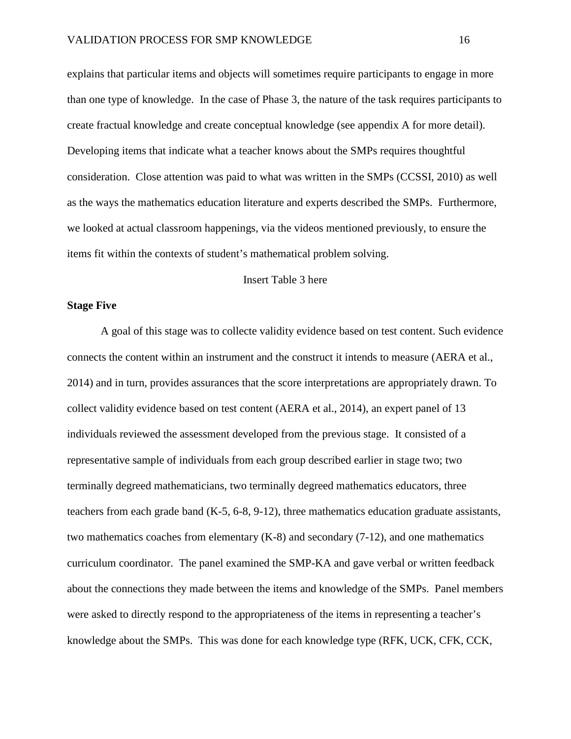explains that particular items and objects will sometimes require participants to engage in more than one type of knowledge. In the case of Phase 3, the nature of the task requires participants to create fractual knowledge and create conceptual knowledge (see appendix A for more detail). Developing items that indicate what a teacher knows about the SMPs requires thoughtful consideration. Close attention was paid to what was written in the SMPs (CCSSI, 2010) as well as the ways the mathematics education literature and experts described the SMPs. Furthermore, we looked at actual classroom happenings, via the videos mentioned previously, to ensure the items fit within the contexts of student's mathematical problem solving.

Insert Table 3 here

**Stage Five**

A goal of this stage was to collecte validity evidence based on test content. Such evidence connects the content within an instrument and the construct it intends to measure (AERA et al., 2014) and in turn, provides assurances that the score interpretations are appropriately drawn. To collect validity evidence based on test content (AERA et al., 2014), an expert panel of 13 individuals reviewed the assessment developed from the previous stage. It consisted of a representative sample of individuals from each group described earlier in stage two; two terminally degreed mathematicians, two terminally degreed mathematics educators, three teachers from each grade band (K-5, 6-8, 9-12), three mathematics education graduate assistants, two mathematics coaches from elementary (K-8) and secondary (7-12), and one mathematics curriculum coordinator. The panel examined the SMP-KA and gave verbal or written feedback about the connections they made between the items and knowledge of the SMPs. Panel members were asked to directly respond to the appropriateness of the items in representing a teacher's knowledge about the SMPs. This was done for each knowledge type (RFK, UCK, CFK, CCK,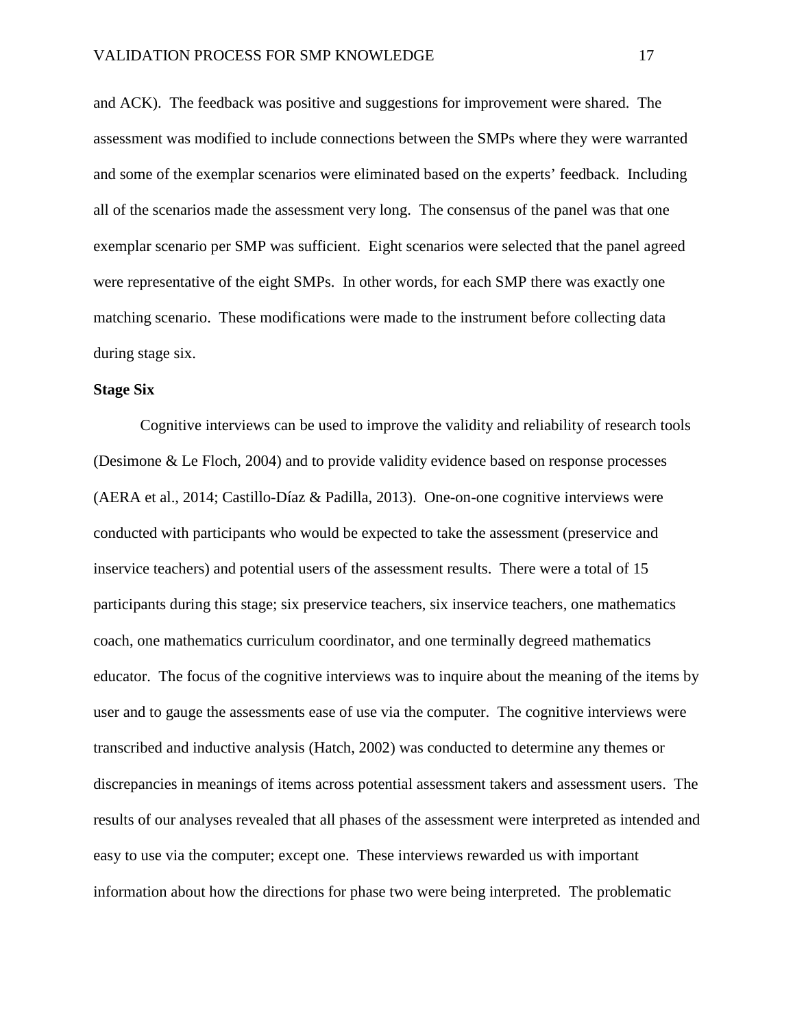and ACK). The feedback was positive and suggestions for improvement were shared. The assessment was modified to include connections between the SMPs where they were warranted and some of the exemplar scenarios were eliminated based on the experts' feedback. Including all of the scenarios made the assessment very long. The consensus of the panel was that one exemplar scenario per SMP was sufficient. Eight scenarios were selected that the panel agreed were representative of the eight SMPs. In other words, for each SMP there was exactly one matching scenario. These modifications were made to the instrument before collecting data during stage six.

**Stage Six**

Cognitive interviews can be used to improve the validity and reliability of research tools (Desimone & Le Floch, 2004) and to provide validity evidence based on response processes (AERA et al., 2014; Castillo-Díaz & Padilla, 2013). One-on-one cognitive interviews were conducted with participants who would be expected to take the assessment (preservice and inservice teachers) and potential users of the assessment results. There were a total of 15 participants during this stage; six preservice teachers, six inservice teachers, one mathematics coach, one mathematics curriculum coordinator, and one terminally degreed mathematics educator. The focus of the cognitive interviews was to inquire about the meaning of the items by user and to gauge the assessments ease of use via the computer. The cognitive interviews were transcribed and inductive analysis (Hatch, 2002) was conducted to determine any themes or discrepancies in meanings of items across potential assessment takers and assessment users. The results of our analyses revealed that all phases of the assessment were interpreted as intended and easy to use via the computer; except one. These interviews rewarded us with important information about how the directions for phase two were being interpreted. The problematic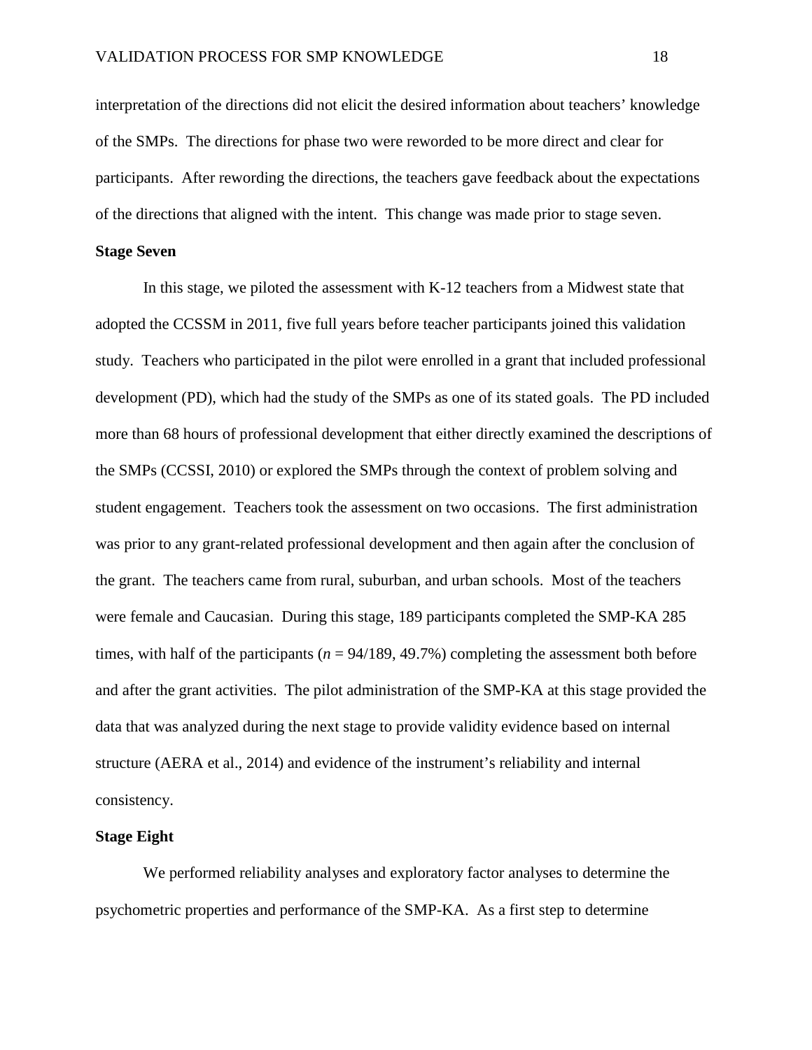interpretation of the directions did not elicit the desired information about teachers' knowledge of the SMPs. The directions for phase two were reworded to be more direct and clear for participants. After rewording the directions, the teachers gave feedback about the expectations of the directions that aligned with the intent. This change was made prior to stage seven.

### Stage Seven

In this stage, we piloted the assessment with K-12 teachers from a Midwest state that adopted the CCSSM in 2011, five full years before teacher participants joined this validation study. Teachers who participated in the pilot were enrolled in a grant that included professional development (PD), which had the study of the SMPs as one of its stated goals. The PD included more than 68 hours of professional development that either directly examined the descriptions of the SMPs (CCSSI, 2010) or explored the SMPs through the context of problem solving and student engagement. Teachers took the assessment on two occasions. The first administration was prior to any grant-related professional development and then again after the conclusion of the grant. The teachers came from rural, suburban, and urban schools. Most of the teachers were female and Caucasian. During this stage, 189 participants completed the SMP-KA 285 times, with half of the participants ($n$ = 94/189, 49.7%) completing the assessment both before and after the grant activities. The pilot administration of the SMP-KA at this stage provided the data that was analyzed during the next stage to provide validity evidence based on internal structure (AERA et al., 2014) and evidence of the instrument's reliability and internal consistency.

### Stage Eight

We performed reliability analyses and exploratory factor analyses to determine the psychometric properties and performance of the SMP-KA. As a first step to determine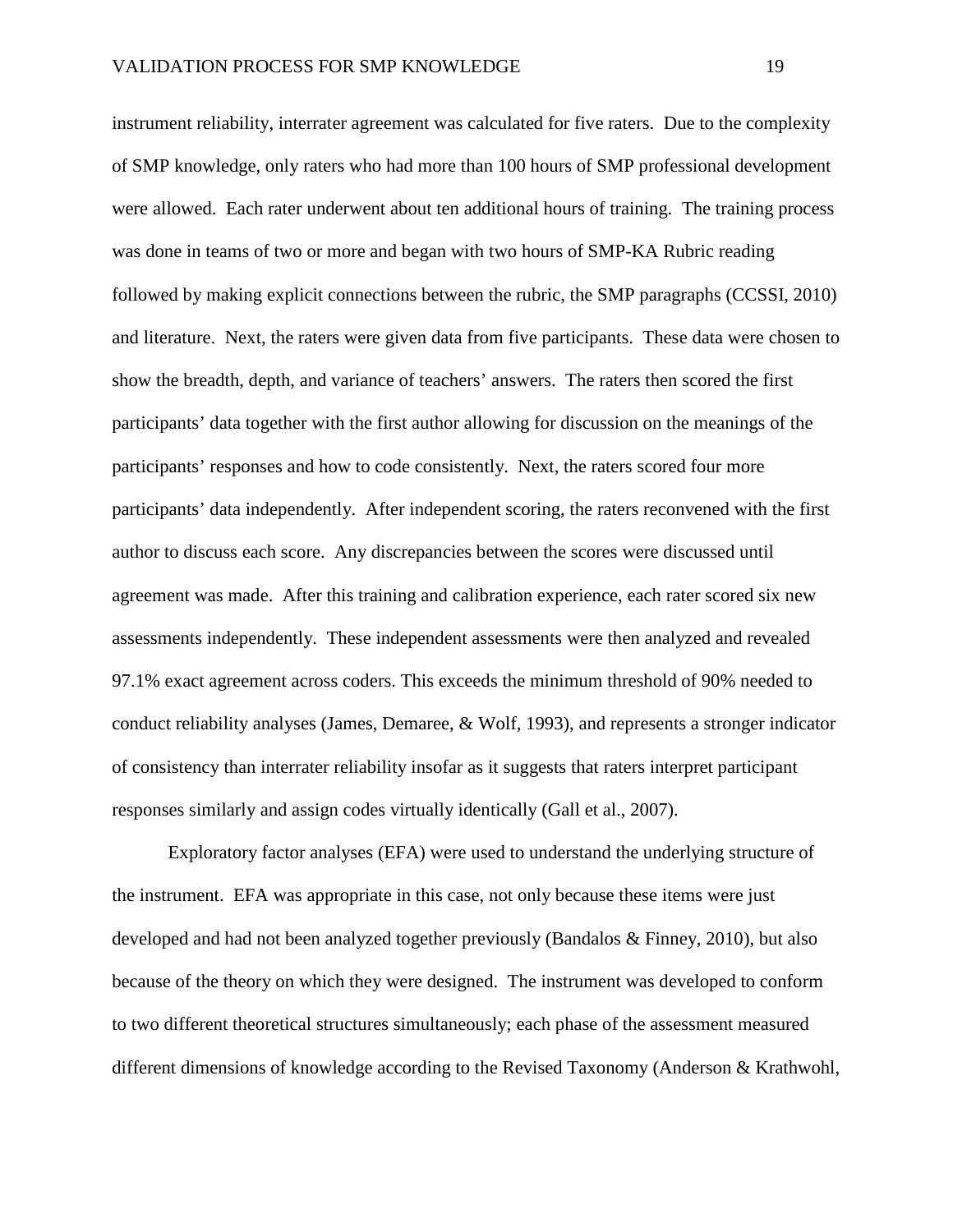instrument reliability, interrater agreement was calculated for five raters. Due to the complexity of SMP knowledge, only raters who had more than 100 hours of SMP professional development were allowed. Each rater underwent about ten additional hours of training. The training process was done in teams of two or more and began with two hours of SMP-KA Rubric reading followed by making explicit connections between the rubric, the SMP paragraphs (CCSSI, 2010) and literature. Next, the raters were given data from five participants. These data were chosen to show the breadth, depth, and variance of teachers' answers. The raters then scored the first participants' data together with the first author allowing for discussion on the meanings of the participants' responses and how to code consistently. Next, the raters scored four more participants' data independently. After independent scoring, the raters reconvened with the first author to discuss each score. Any discrepancies between the scores were discussed until agreement was made. After this training and calibration experience, each rater scored six new assessments independently. These independent assessments were then analyzed and revealed 97.1% exact agreement across coders. This exceeds the minimum threshold of 90% needed to conduct reliability analyses (James, Demaree, & Wolf, 1993), and represents a stronger indicator of consistency than interrater reliability insofar as it suggests that raters interpret participant responses similarly and assign codes virtually identically (Gall et al., 2007).

Exploratory factor analyses (EFA) were used to understand the underlying structure of the instrument. EFA was appropriate in this case, not only because these items were just developed and had not been analyzed together previously (Bandalos & Finney, 2010), but also because of the theory on which they were designed. The instrument was developed to conform to two different theoretical structures simultaneously; each phase of the assessment measured different dimensions of knowledge according to the Revised Taxonomy (Anderson & Krathwohl,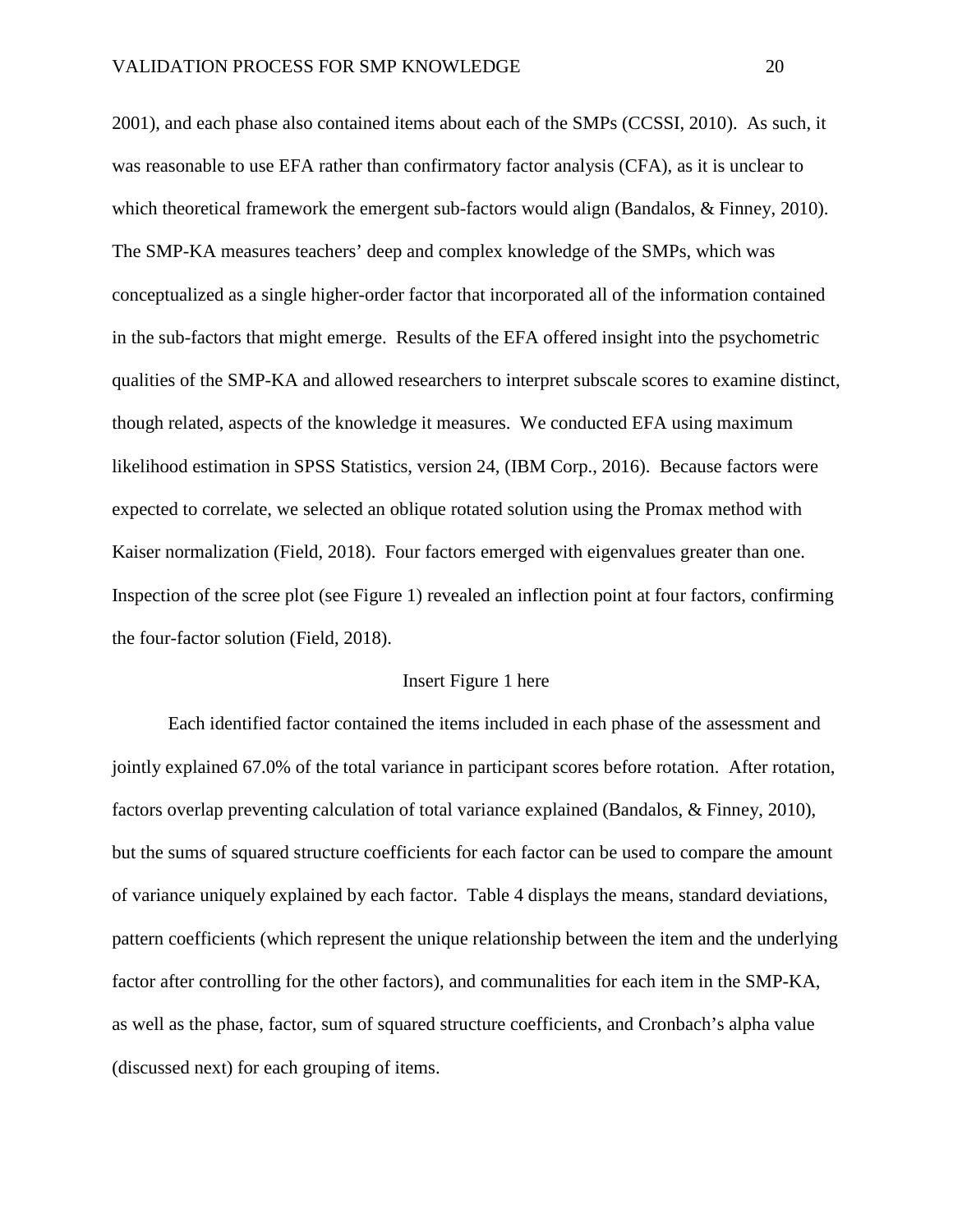2001), and each phase also contained items about each of the SMPs (CCSSI, 2010). As such, it was reasonable to use EFA rather than confirmatory factor analysis (CFA), as it is unclear to which theoretical framework the emergent sub-factors would align (Bandalos, & Finney, 2010). The SMP-KA measures teachers' deep and complex knowledge of the SMPs, which was conceptualized as a single higher-order factor that incorporated all of the information contained in the sub-factors that might emerge. Results of the EFA offered insight into the psychometric qualities of the SMP-KA and allowed researchers to interpret subscale scores to examine distinct, though related, aspects of the knowledge it measures. We conducted EFA using maximum likelihood estimation in SPSS Statistics, version 24, (IBM Corp., 2016). Because factors were expected to correlate, we selected an oblique rotated solution using the Promax method with Kaiser normalization (Field, 2018). Four factors emerged with eigenvalues greater than one. Inspection of the scree plot (see Figure 1) revealed an inflection point at four factors, confirming the four-factor solution (Field, 2018).

Insert Figure 1 here

Each identified factor contained the items included in each phase of the assessment and jointly explained 67.0% of the total variance in participant scores before rotation. After rotation, factors overlap preventing calculation of total variance explained (Bandalos, & Finney, 2010), but the sums of squared structure coefficients for each factor can be used to compare the amount of variance uniquely explained by each factor. Table 4 displays the means, standard deviations, pattern coefficients (which represent the unique relationship between the item and the underlying factor after controlling for the other factors), and communalities for each item in the SMP-KA, as well as the phase, factor, sum of squared structure coefficients, and Cronbach's alpha value (discussed next) for each grouping of items.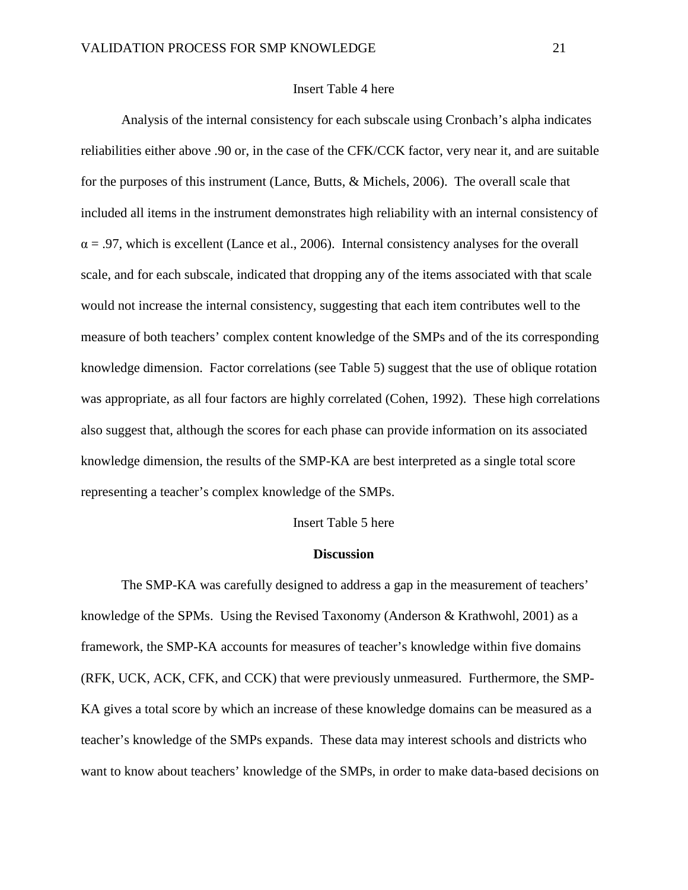Insert Table 4 here

Analysis of the internal consistency for each subscale using Cronbach's alpha indicates reliabilities either above .90 or, in the case of the CFK/CCK factor, very near it, and are suitable for the purposes of this instrument (Lance, Butts, & Michels, 2006). The overall scale that included all items in the instrument demonstrates high reliability with an internal consistency of $\alpha = .97$, which is excellent (Lance et al., 2006). Internal consistency analyses for the overall scale, and for each subscale, indicated that dropping any of the items associated with that scale would not increase the internal consistency, suggesting that each item contributes well to the measure of both teachers' complex content knowledge of the SMPs and of the its corresponding knowledge dimension. Factor correlations (see Table 5) suggest that the use of oblique rotation was appropriate, as all four factors are highly correlated (Cohen, 1992). These high correlations also suggest that, although the scores for each phase can provide information on its associated knowledge dimension, the results of the SMP-KA are best interpreted as a single total score representing a teacher's complex knowledge of the SMPs.

Insert Table 5 here

## Discussion

The SMP-KA was carefully designed to address a gap in the measurement of teachers' knowledge of the SPMs. Using the Revised Taxonomy (Anderson & Krathwohl, 2001) as a framework, the SMP-KA accounts for measures of teacher's knowledge within five domains (RFK, UCK, ACK, CFK, and CCK) that were previously unmeasured. Furthermore, the SMP-KA gives a total score by which an increase of these knowledge domains can be measured as a teacher's knowledge of the SMPs expands. These data may interest schools and districts who want to know about teachers' knowledge of the SMPs, in order to make data-based decisions on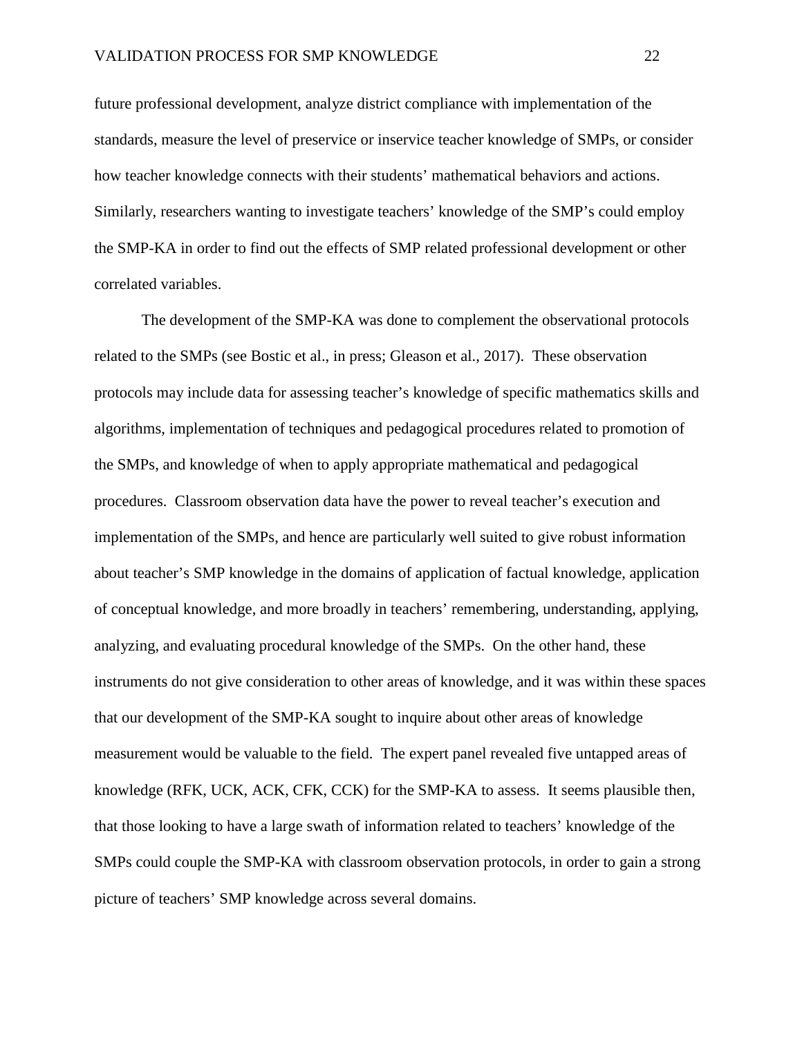future professional development, analyze district compliance with implementation of the standards, measure the level of preservice or inservice teacher knowledge of SMPs, or consider how teacher knowledge connects with their students' mathematical behaviors and actions. Similarly, researchers wanting to investigate teachers' knowledge of the SMP's could employ the SMP-KA in order to find out the effects of SMP related professional development or other correlated variables.

The development of the SMP-KA was done to complement the observational protocols related to the SMPs (see Bostic et al., in press; Gleason et al., 2017). These observation protocols may include data for assessing teacher's knowledge of specific mathematics skills and algorithms, implementation of techniques and pedagogical procedures related to promotion of the SMPs, and knowledge of when to apply appropriate mathematical and pedagogical procedures. Classroom observation data have the power to reveal teacher's execution and implementation of the SMPs, and hence are particularly well suited to give robust information about teacher's SMP knowledge in the domains of application of factual knowledge, application of conceptual knowledge, and more broadly in teachers' remembering, understanding, applying, analyzing, and evaluating procedural knowledge of the SMPs. On the other hand, these instruments do not give consideration to other areas of knowledge, and it was within these spaces that our development of the SMP-KA sought to inquire about other areas of knowledge measurement would be valuable to the field. The expert panel revealed five untapped areas of knowledge (RFK, UCK, ACK, CFK, CCK) for the SMP-KA to assess. It seems plausible then, that those looking to have a large swath of information related to teachers' knowledge of the SMPs could couple the SMP-KA with classroom observation protocols, in order to gain a strong picture of teachers' SMP knowledge across several domains.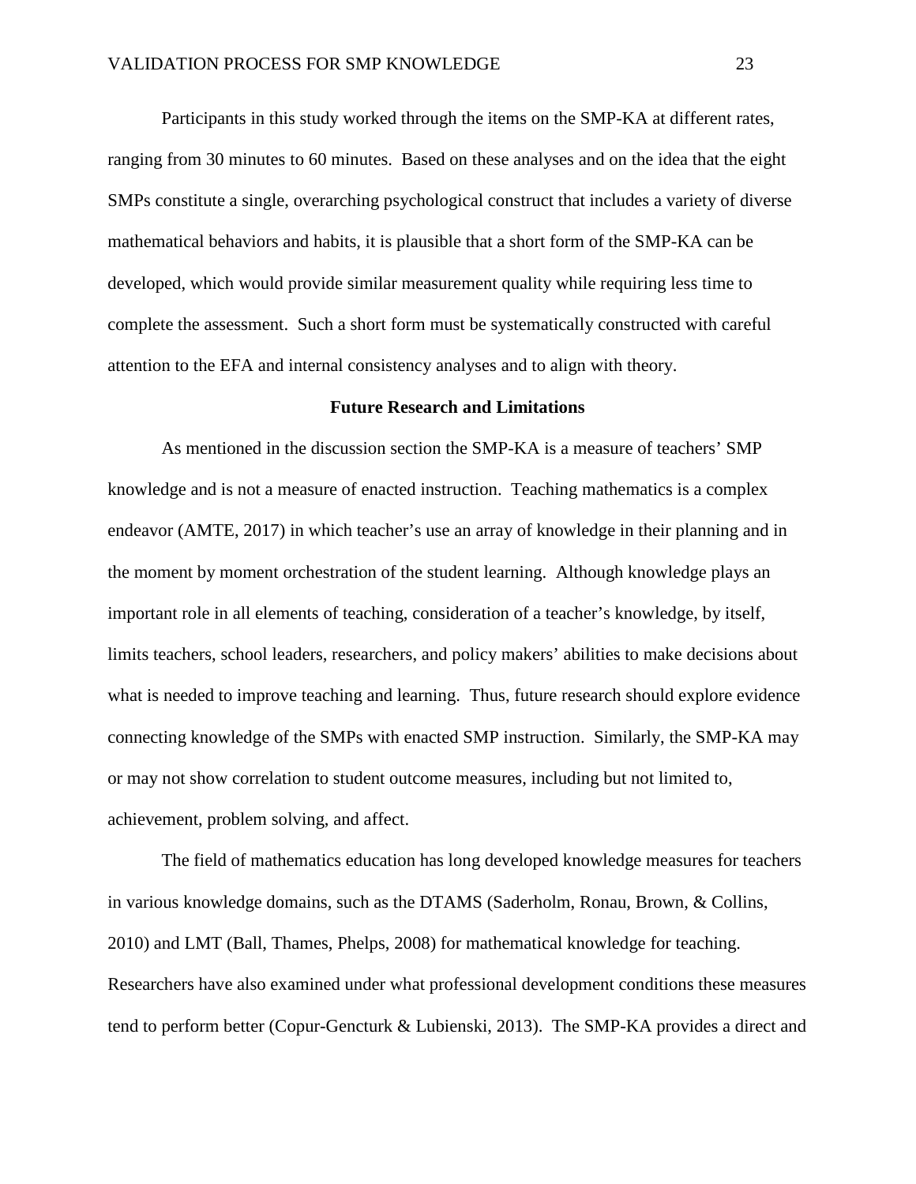Participants in this study worked through the items on the SMP-KA at different rates, ranging from 30 minutes to 60 minutes. Based on these analyses and on the idea that the eight SMPs constitute a single, overarching psychological construct that includes a variety of diverse mathematical behaviors and habits, it is plausible that a short form of the SMP-KA can be developed, which would provide similar measurement quality while requiring less time to complete the assessment. Such a short form must be systematically constructed with careful attention to the EFA and internal consistency analyses and to align with theory.

## Future Research and Limitations

As mentioned in the discussion section the SMP-KA is a measure of teachers' SMP knowledge and is not a measure of enacted instruction. Teaching mathematics is a complex endeavor (AMTE, 2017) in which teacher's use an array of knowledge in their planning and in the moment by moment orchestration of the student learning. Although knowledge plays an important role in all elements of teaching, consideration of a teacher's knowledge, by itself, limits teachers, school leaders, researchers, and policy makers' abilities to make decisions about what is needed to improve teaching and learning. Thus, future research should explore evidence connecting knowledge of the SMPs with enacted SMP instruction. Similarly, the SMP-KA may or may not show correlation to student outcome measures, including but not limited to, achievement, problem solving, and affect.

The field of mathematics education has long developed knowledge measures for teachers in various knowledge domains, such as the DTAMS (Saderholm, Ronau, Brown, & Collins, 2010) and LMT (Ball, Thames, Phelps, 2008) for mathematical knowledge for teaching. Researchers have also examined under what professional development conditions these measures tend to perform better (Copur-Gencturk & Lubienski, 2013). The SMP-KA provides a direct and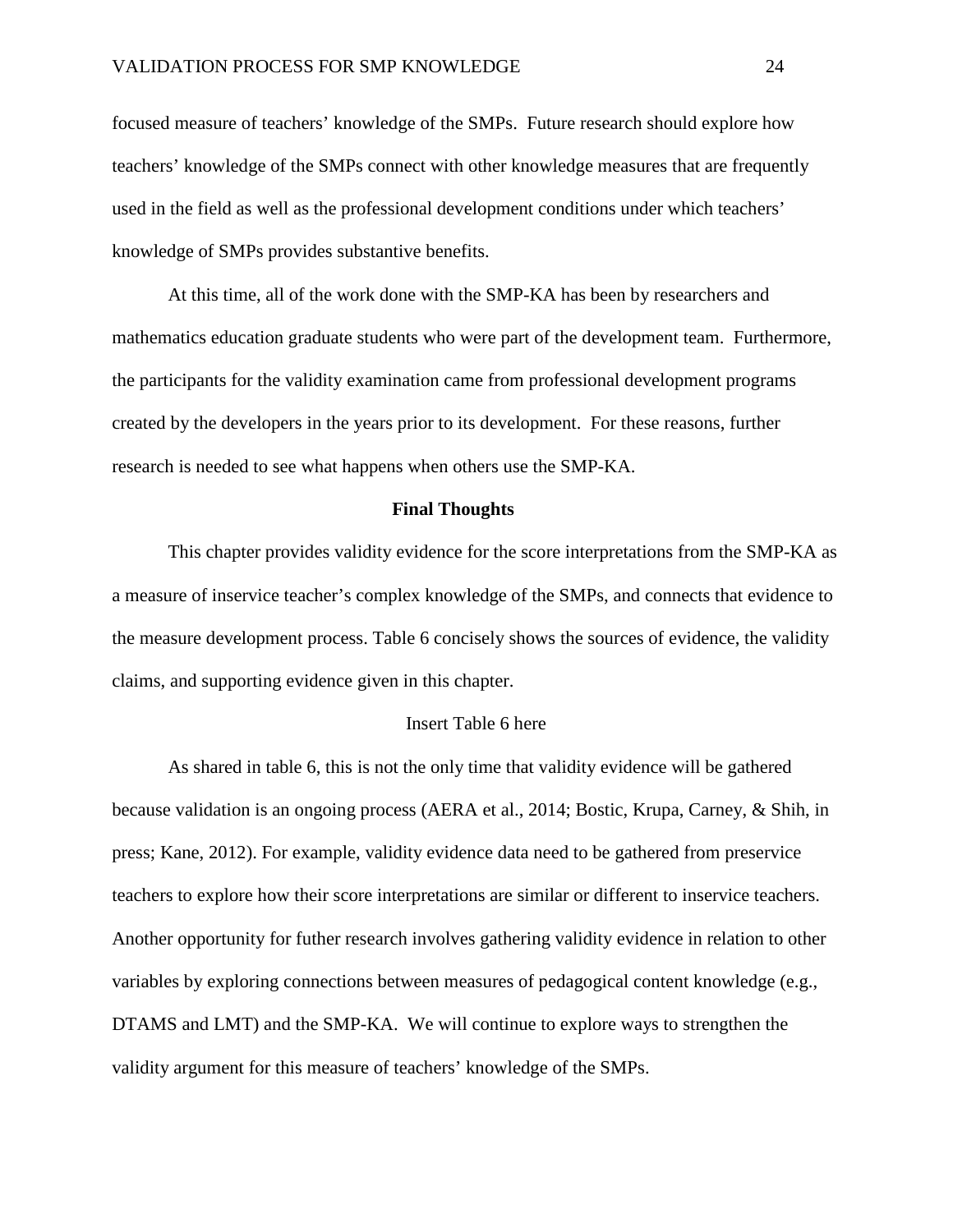focused measure of teachers' knowledge of the SMPs. Future research should explore how teachers' knowledge of the SMPs connect with other knowledge measures that are frequently used in the field as well as the professional development conditions under which teachers' knowledge of SMPs provides substantive benefits.

At this time, all of the work done with the SMP-KA has been by researchers and mathematics education graduate students who were part of the development team. Furthermore, the participants for the validity examination came from professional development programs created by the developers in the years prior to its development. For these reasons, further research is needed to see what happens when others use the SMP-KA.

## Final Thoughts

This chapter provides validity evidence for the score interpretations from the SMP-KA as a measure of inservice teacher's complex knowledge of the SMPs, and connects that evidence to the measure development process. Table 6 concisely shows the sources of evidence, the validity claims, and supporting evidence given in this chapter.

Insert Table 6 here

As shared in table 6, this is not the only time that validity evidence will be gathered because validation is an ongoing process (AERA et al., 2014; Bostic, Krupa, Carney, & Shih, in press; Kane, 2012). For example, validity evidence data need to be gathered from preservice teachers to explore how their score interpretations are similar or different to inservice teachers. Another opportunity for futher research involves gathering validity evidence in relation to other variables by exploring connections between measures of pedagogical content knowledge (e.g., DTAMS and LMT) and the SMP-KA. We will continue to explore ways to strengthen the validity argument for this measure of teachers' knowledge of the SMPs.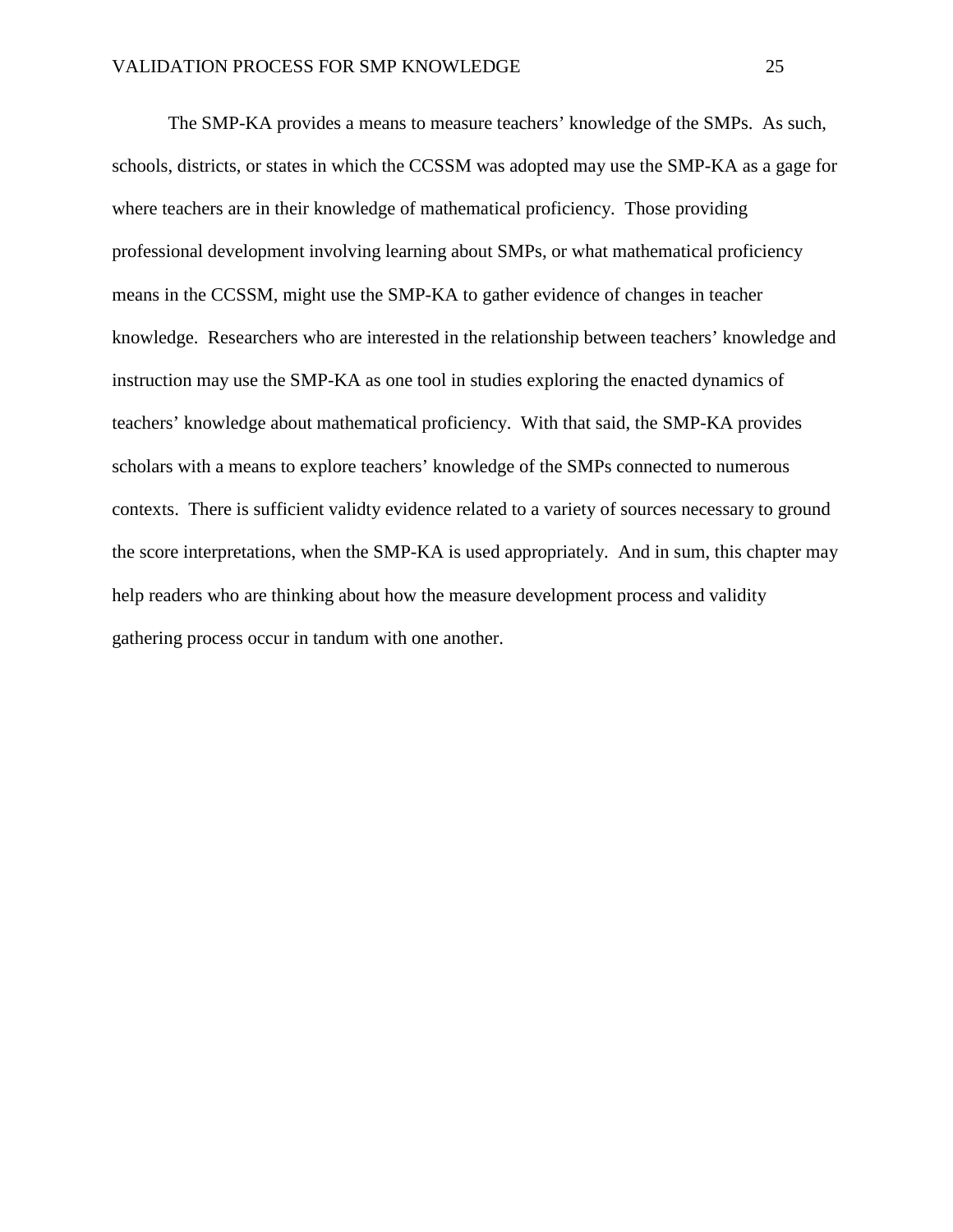The SMP-KA provides a means to measure teachers' knowledge of the SMPs. As such, schools, districts, or states in which the CCSSM was adopted may use the SMP-KA as a gage for where teachers are in their knowledge of mathematical proficiency. Those providing professional development involving learning about SMPs, or what mathematical proficiency means in the CCSSM, might use the SMP-KA to gather evidence of changes in teacher knowledge. Researchers who are interested in the relationship between teachers' knowledge and instruction may use the SMP-KA as one tool in studies exploring the enacted dynamics of teachers' knowledge about mathematical proficiency. With that said, the SMP-KA provides scholars with a means to explore teachers' knowledge of the SMPs connected to numerous contexts. There is sufficient validty evidence related to a variety of sources necessary to ground the score interpretations, when the SMP-KA is used appropriately. And in sum, this chapter may help readers who are thinking about how the measure development process and validity gathering process occur in tandum with one another.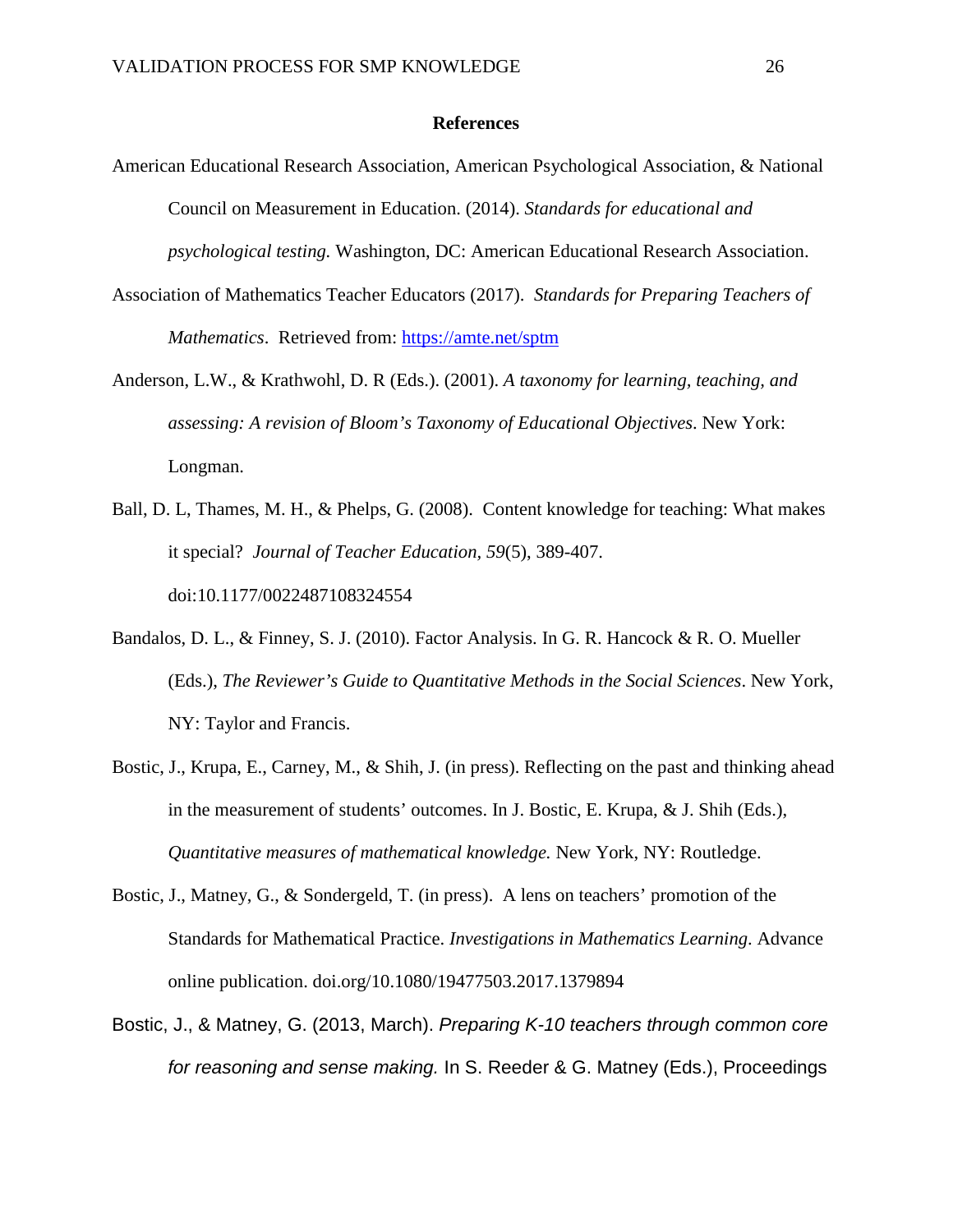# References

American Educational Research Association, American Psychological Association, & National Council on Measurement in Education. (2014). *Standards for educational and psychological testing.* Washington, DC: American Educational Research Association.

Association of Mathematics Teacher Educators (2017). *Standards for Preparing Teachers of Mathematics*. Retrieved from: https://amte.net/sptm

Anderson, L.W., & Krathwohl, D. R (Eds.). (2001). *A taxonomy for learning, teaching, and assessing: A revision of Bloom's Taxonomy of Educational Objectives*. New York: Longman.

Ball, D. L, Thames, M. H., & Phelps, G. (2008). Content knowledge for teaching: What makes it special? *Journal of Teacher Education*, *59*(5), 389-407. doi:10.1177/0022487108324554

Bandalos, D. L., & Finney, S. J. (2010). Factor Analysis. In G. R. Hancock & R. O. Mueller (Eds.), *The Reviewer's Guide to Quantitative Methods in the Social Sciences*. New York, NY: Taylor and Francis.

Bostic, J., Krupa, E., Carney, M., & Shih, J. (in press). Reflecting on the past and thinking ahead in the measurement of students' outcomes. In J. Bostic, E. Krupa, & J. Shih (Eds.), *Quantitative measures of mathematical knowledge.* New York, NY: Routledge.

Bostic, J., Matney, G., & Sondergeld, T. (in press). A lens on teachers' promotion of the Standards for Mathematical Practice. *Investigations in Mathematics Learning*. Advance online publication. doi.org/10.1080/19477503.2017.1379894

Bostic, J., & Matney, G. (2013, March). *Preparing K-10 teachers through common core for reasoning and sense making.* In S. Reeder & G. Matney (Eds.), Proceedings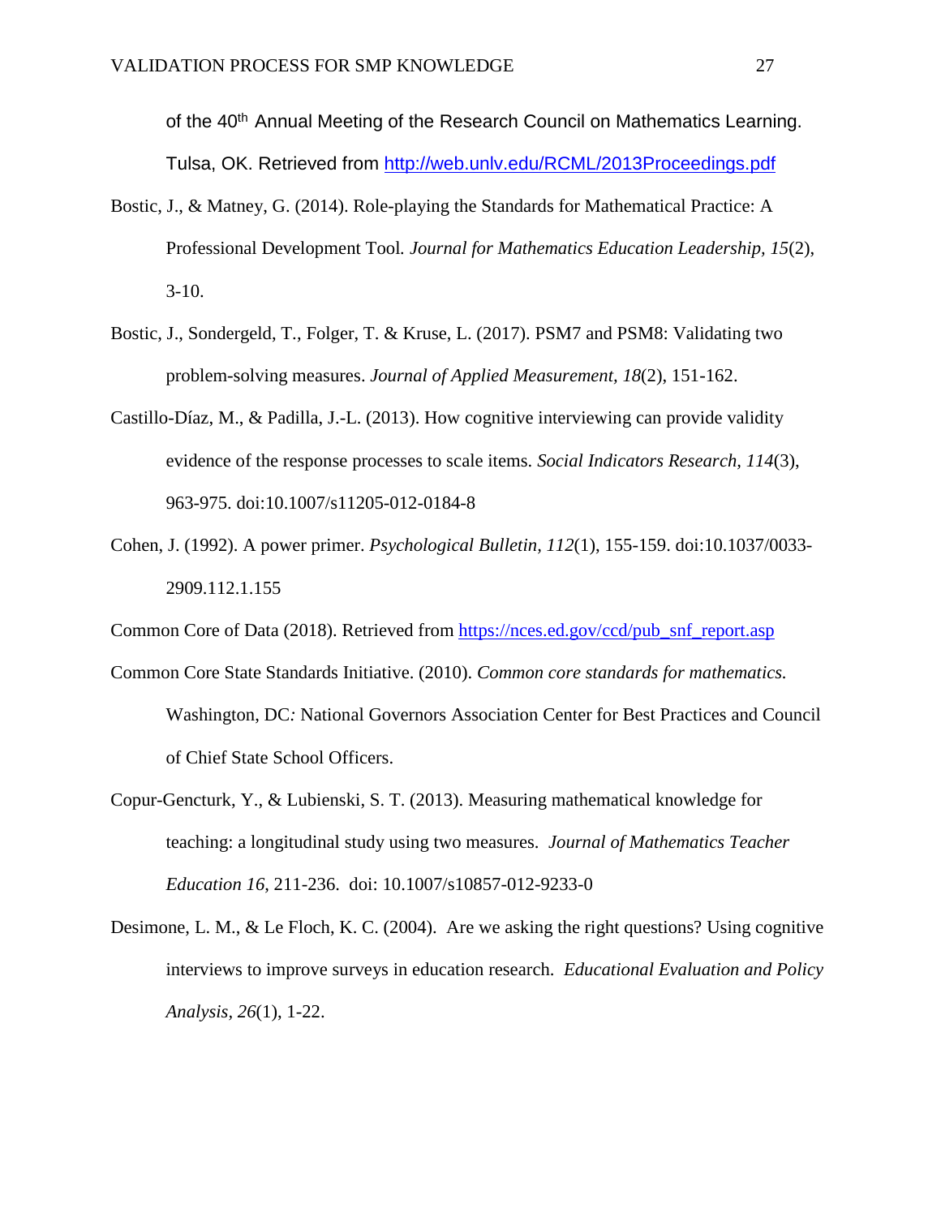of the 40th Annual Meeting of the Research Council on Mathematics Learning. Tulsa, OK. Retrieved from http://web.unlv.edu/RCML/2013Proceedings.pdf

Bostic, J., & Matney, G. (2014). Role-playing the Standards for Mathematical Practice: A Professional Development Tool. *Journal for Mathematics Education Leadership, 15*(2), 3-10.

Bostic, J., Sondergeld, T., Folger, T. & Kruse, L. (2017). PSM7 and PSM8: Validating two problem-solving measures. *Journal of Applied Measurement, 18*(2), 151-162.

Castillo-Díaz, M., & Padilla, J.-L. (2013). How cognitive interviewing can provide validity evidence of the response processes to scale items. *Social Indicators Research, 114*(3), 963-975. doi:10.1007/s11205-012-0184-8

Cohen, J. (1992). A power primer. *Psychological Bulletin, 112*(1), 155-159. doi:10.1037/0033-2909.112.1.155

Common Core of Data (2018). Retrieved from https://nces.ed.gov/ccd/pub_snf_report.asp

Common Core State Standards Initiative. (2010). *Common core standards for mathematics.* Washington, DC: National Governors Association Center for Best Practices and Council of Chief State School Officers.

Copur-Gencturk, Y., & Lubienski, S. T. (2013). Measuring mathematical knowledge for teaching: a longitudinal study using two measures. *Journal of Mathematics Teacher Education 16*, 211-236. doi: 10.1007/s10857-012-9233-0

Desimone, L. M., & Le Floch, K. C. (2004). Are we asking the right questions? Using cognitive interviews to improve surveys in education research. *Educational Evaluation and Policy Analysis, 26*(1), 1-22.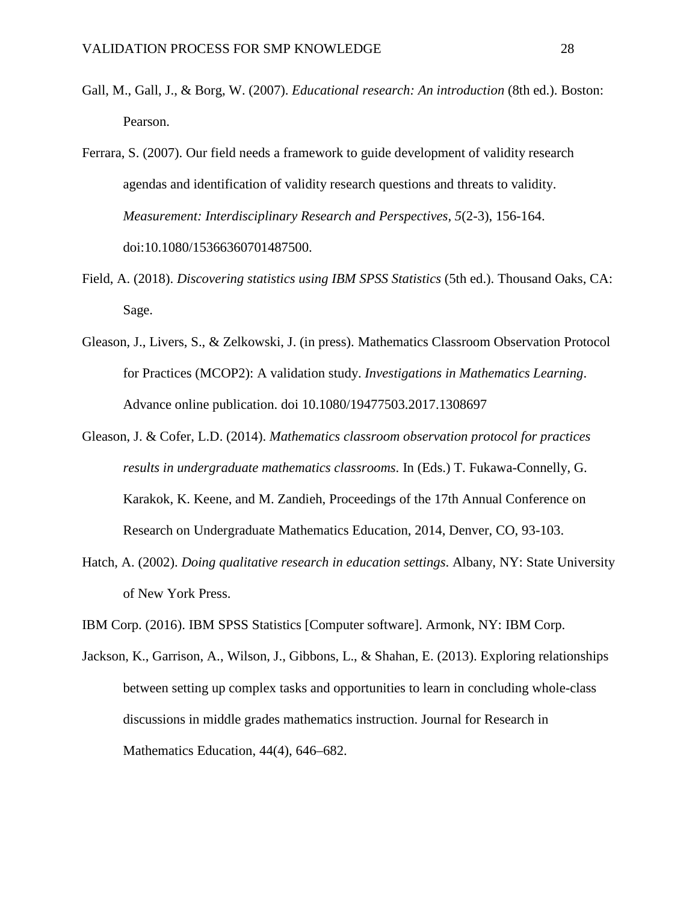Gall, M., Gall, J., & Borg, W. (2007). *Educational research: An introduction* (8th ed.). Boston: Pearson.

Ferrara, S. (2007). Our field needs a framework to guide development of validity research agendas and identification of validity research questions and threats to validity. *Measurement: Interdisciplinary Research and Perspectives, 5*(2-3), 156-164. doi:10.1080/15366360701487500.

Field, A. (2018). *Discovering statistics using IBM SPSS Statistics* (5th ed.). Thousand Oaks, CA: Sage.

Gleason, J., Livers, S., & Zelkowski, J. (in press). Mathematics Classroom Observation Protocol for Practices (MCOP2): A validation study. *Investigations in Mathematics Learning*. Advance online publication. doi 10.1080/19477503.2017.1308697

Gleason, J. & Cofer, L.D. (2014). *Mathematics classroom observation protocol for practices results in undergraduate mathematics classrooms*. In (Eds.) T. Fukawa-Connelly, G. Karakok, K. Keene, and M. Zandieh, Proceedings of the 17th Annual Conference on Research on Undergraduate Mathematics Education, 2014, Denver, CO, 93-103.

Hatch, A. (2002). *Doing qualitative research in education settings*. Albany, NY: State University of New York Press.

IBM Corp. (2016). IBM SPSS Statistics [Computer software]. Armonk, NY: IBM Corp.

Jackson, K., Garrison, A., Wilson, J., Gibbons, L., & Shahan, E. (2013). Exploring relationships between setting up complex tasks and opportunities to learn in concluding whole-class discussions in middle grades mathematics instruction. Journal for Research in Mathematics Education, 44(4), 646–682.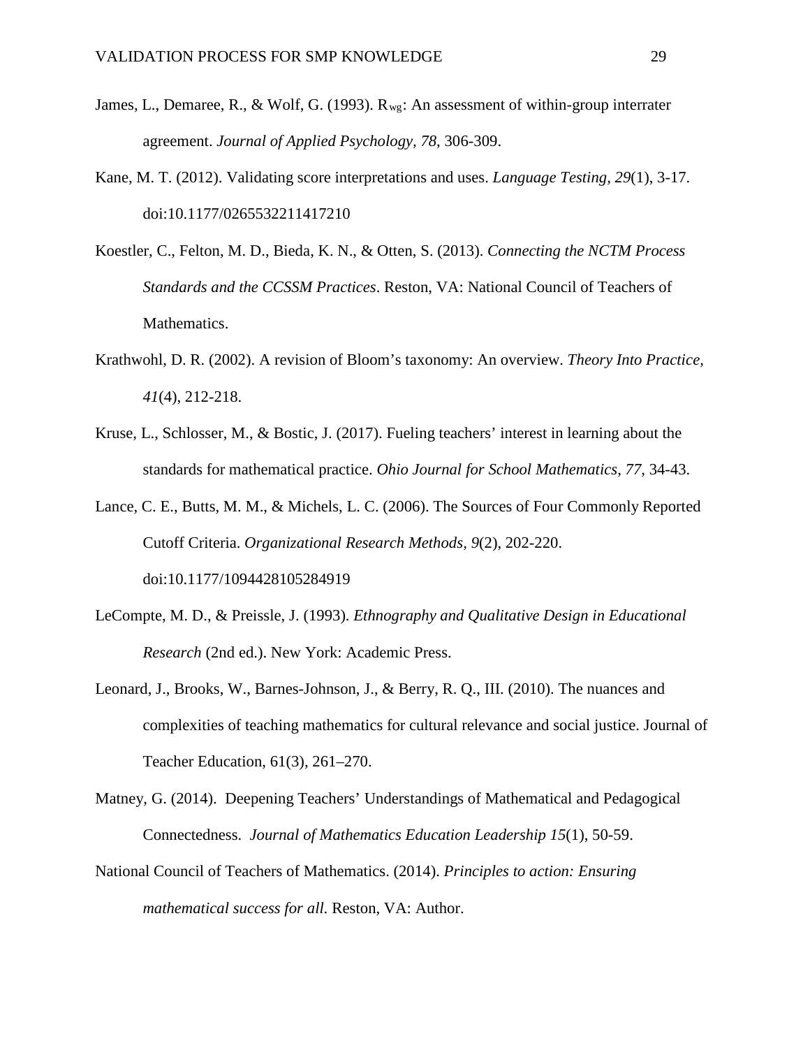James, L., Demaree, R., & Wolf, G. (1993). $R_{wg}$: An assessment of within-group interrater agreement. *Journal of Applied Psychology, 78*, 306-309.

Kane, M. T. (2012). Validating score interpretations and uses. *Language Testing*, *29*(1), 3-17. doi:10.1177/0265532211417210

Koestler, C., Felton, M. D., Bieda, K. N., & Otten, S. (2013). *Connecting the NCTM Process Standards and the CCSSM Practices*. Reston, VA: National Council of Teachers of Mathematics.

Krathwohl, D. R. (2002). A revision of Bloom's taxonomy: An overview. *Theory Into Practice, 41*(4), 212-218.

Kruse, L., Schlosser, M., & Bostic, J. (2017). Fueling teachers' interest in learning about the standards for mathematical practice. *Ohio Journal for School Mathematics, 77*, 34-43.

Lance, C. E., Butts, M. M., & Michels, L. C. (2006). The Sources of Four Commonly Reported Cutoff Criteria. *Organizational Research Methods, 9*(2), 202-220. doi:10.1177/1094428105284919

LeCompte, M. D., & Preissle, J. (1993). *Ethnography and Qualitative Design in Educational Research* (2nd ed.). New York: Academic Press.

Leonard, J., Brooks, W., Barnes-Johnson, J., & Berry, R. Q., III. (2010). The nuances and complexities of teaching mathematics for cultural relevance and social justice. Journal of Teacher Education, 61(3), 261–270.

Matney, G. (2014). Deepening Teachers' Understandings of Mathematical and Pedagogical Connectedness. *Journal of Mathematics Education Leadership 15*(1), 50-59.

National Council of Teachers of Mathematics. (2014). *Principles to action: Ensuring mathematical success for all.* Reston, VA: Author.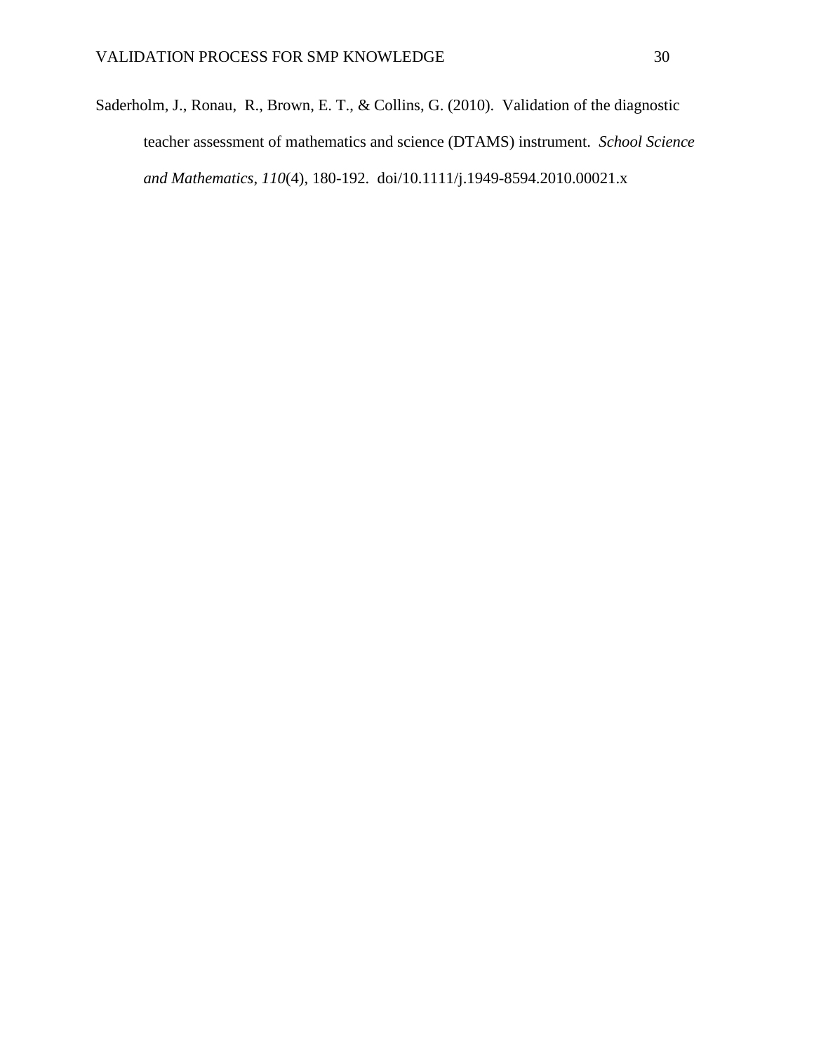Saderholm, J., Ronau, R., Brown, E. T., & Collins, G. (2010). Validation of the diagnostic teacher assessment of mathematics and science (DTAMS) instrument. *School Science and Mathematics*, *110*(4), 180-192. doi/10.1111/j.1949-8594.2010.00021.x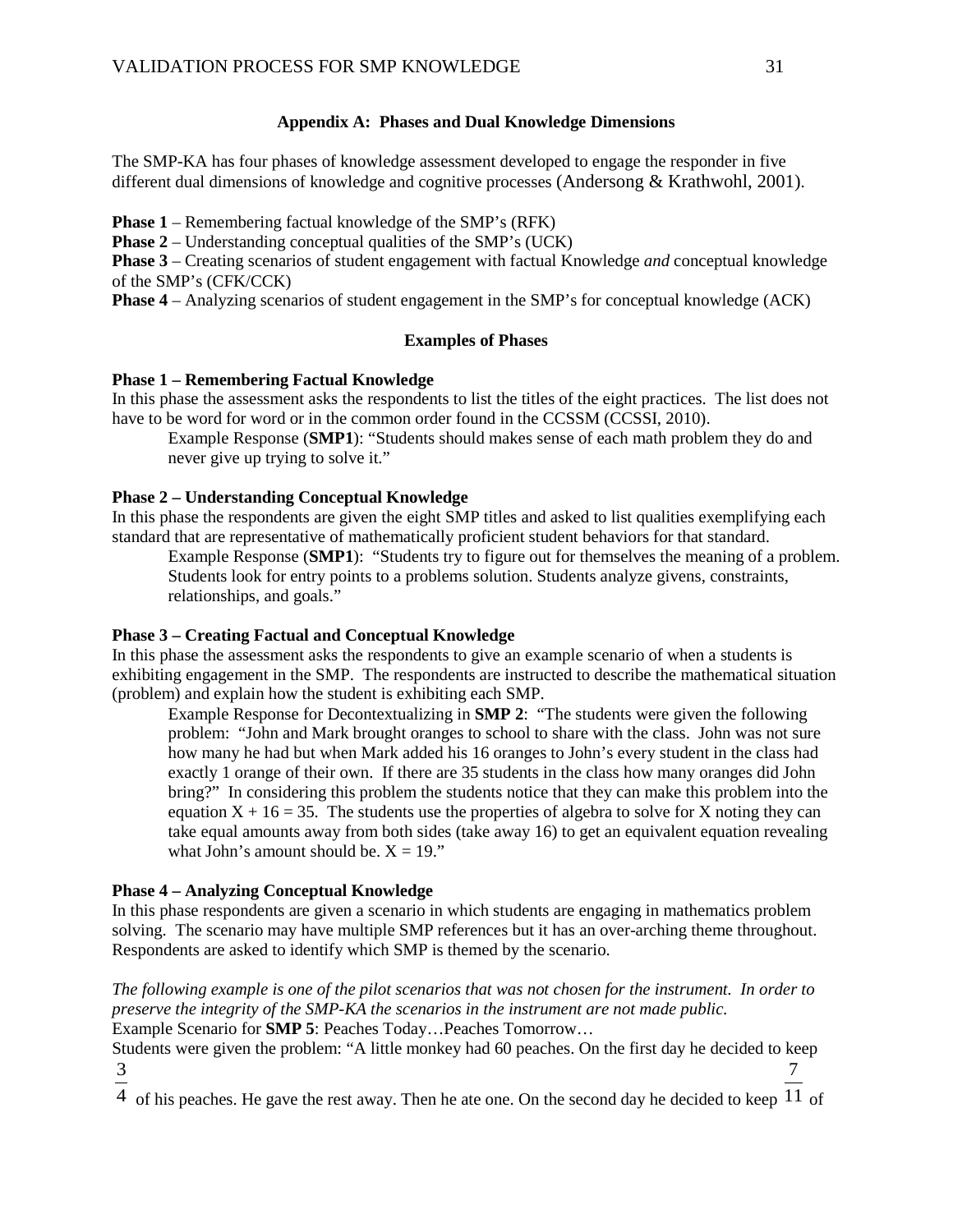## Appendix A: Phases and Dual Knowledge Dimensions

The SMP-KA has four phases of knowledge assessment developed to engage the responder in five different dual dimensions of knowledge and cognitive processes (Andersong & Krathwohl, 2001).

**Phase 1** – Remembering factual knowledge of the SMP's (RFK)
**Phase 2** – Understanding conceptual qualities of the SMP's (UCK)
**Phase 3** – Creating scenarios of student engagement with factual Knowledge *and* conceptual knowledge of the SMP's (CFK/CCK)
**Phase 4** – Analyzing scenarios of student engagement in the SMP's for conceptual knowledge (ACK)

### Examples of Phases

**Phase 1 – Remembering Factual Knowledge**
In this phase the assessment asks the respondents to list the titles of the eight practices. The list does not have to be word for word or in the common order found in the CCSSM (CCSSI, 2010).

> Example Response (**SMP1**): "Students should makes sense of each math problem they do and never give up trying to solve it."

**Phase 2 – Understanding Conceptual Knowledge**
In this phase the respondents are given the eight SMP titles and asked to list qualities exemplifying each standard that are representative of mathematically proficient student behaviors for that standard.

> Example Response (**SMP1**): "Students try to figure out for themselves the meaning of a problem. Students look for entry points to a problems solution. Students analyze givens, constraints, relationships, and goals."

**Phase 3 – Creating Factual and Conceptual Knowledge**
In this phase the assessment asks the respondents to give an example scenario of when a students is exhibiting engagement in the SMP. The respondents are instructed to describe the mathematical situation (problem) and explain how the student is exhibiting each SMP.

> Example Response for Decontextualizing in **SMP 2**: "The students were given the following problem: "John and Mark brought oranges to school to share with the class. John was not sure how many he had but when Mark added his 16 oranges to John's every student in the class had exactly 1 orange of their own. If there are 35 students in the class how many oranges did John bring?" In considering this problem the students notice that they can make this problem into the equation $X + 16 = 35$. The students use the properties of algebra to solve for X noting they can take equal amounts away from both sides (take away 16) to get an equivalent equation revealing what John's amount should be. $X = 19$."

**Phase 4 – Analyzing Conceptual Knowledge**
In this phase respondents are given a scenario in which students are engaging in mathematics problem solving. The scenario may have multiple SMP references but it has an over-arching theme throughout. Respondents are asked to identify which SMP is themed by the scenario.

*The following example is one of the pilot scenarios that was not chosen for the instrument. In order to preserve the integrity of the SMP-KA the scenarios in the instrument are not made public.*
Example Scenario for **SMP 5**: Peaches Today…Peaches Tomorrow…
Students were given the problem: "A little monkey had 60 peaches. On the first day he decided to keep $\frac{3}{4}$ of his peaches. He gave the rest away. Then he ate one. On the second day he decided to keep $\frac{7}{11}$ of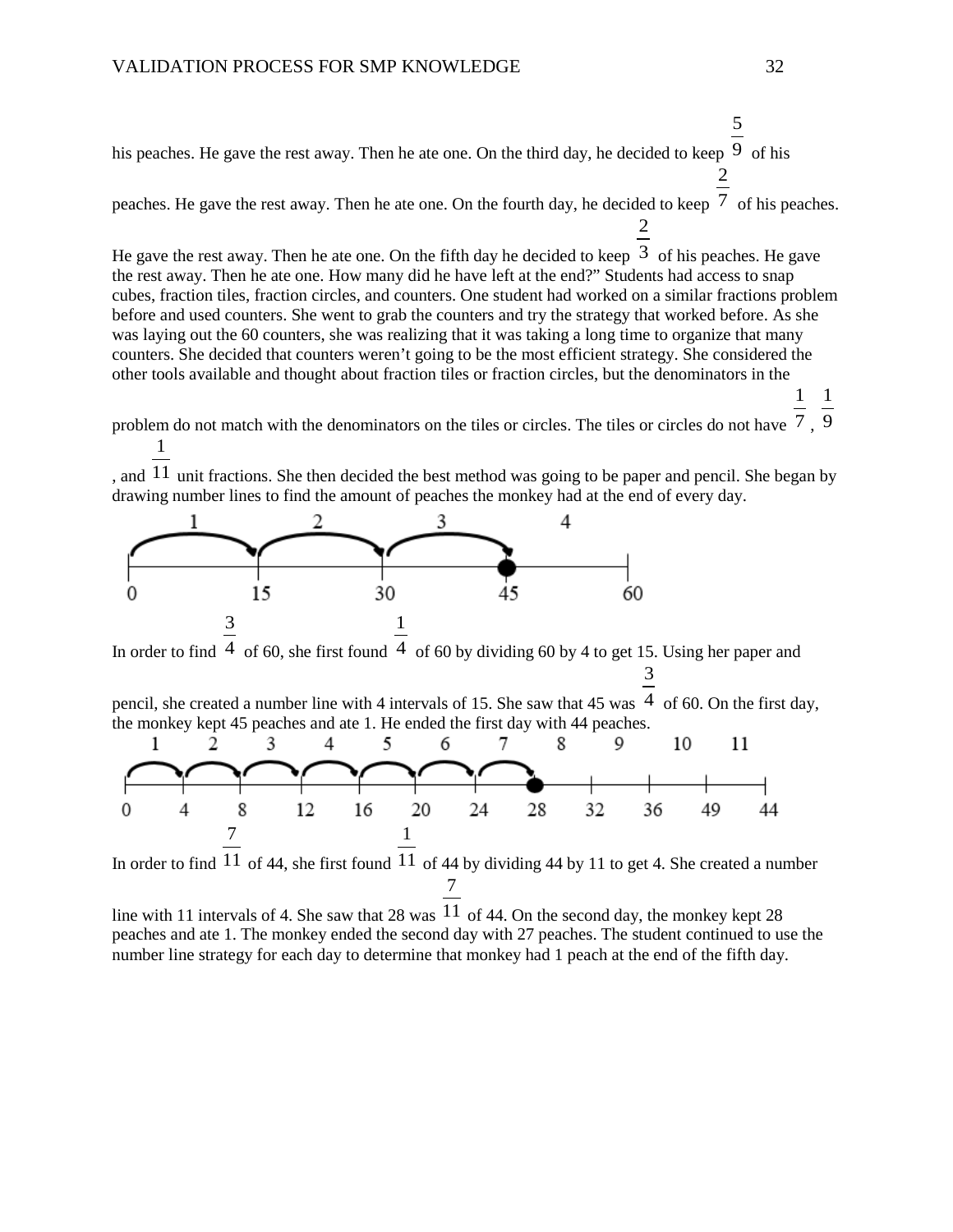his peaches. He gave the rest away. Then he ate one. On the third day, he decided to keep $\frac{5}{9}$ of his peaches. He gave the rest away. Then he ate one. On the fourth day, he decided to keep $\frac{2}{7}$ of his peaches. He gave the rest away. Then he ate one. On the fifth day he decided to keep $\frac{2}{3}$ of his peaches. He gave the rest away. Then he ate one. How many did he have left at the end?" Students had access to snap cubes, fraction tiles, fraction circles, and counters. One student had worked on a similar fractions problem before and used counters. She went to grab the counters and try the strategy that worked before. As she was laying out the 60 counters, she was realizing that it was taking a long time to organize that many counters. She decided that counters weren't going to be the most efficient strategy. She considered the other tools available and thought about fraction tiles or fraction circles, but the denominators in the problem do not match with the denominators on the tiles or circles. The tiles or circles do not have $\frac{1}{7}$, $\frac{1}{9}$, and $\frac{1}{11}$ unit fractions. She then decided the best method was going to be paper and pencil. She began by drawing number lines to find the amount of peaches the monkey had at the end of every day.

In order to find $\frac{3}{4}$ of 60, she first found $\frac{1}{4}$ of 60 by dividing 60 by 4 to get 15. Using her paper and pencil, she created a number line with 4 intervals of 15. She saw that 45 was $\frac{3}{4}$ of 60. On the first day, the monkey kept 45 peaches and ate 1. He ended the first day with 44 peaches.

In order to find $\frac{7}{11}$ of 44, she first found $\frac{1}{11}$ of 44 by dividing 44 by 11 to get 4. She created a number line with 11 intervals of 4. She saw that 28 was $\frac{7}{11}$ of 44. On the second day, the monkey kept 28 peaches and ate 1. The monkey ended the second day with 27 peaches. The student continued to use the number line strategy for each day to determine that monkey had 1 peach at the end of the fifth day.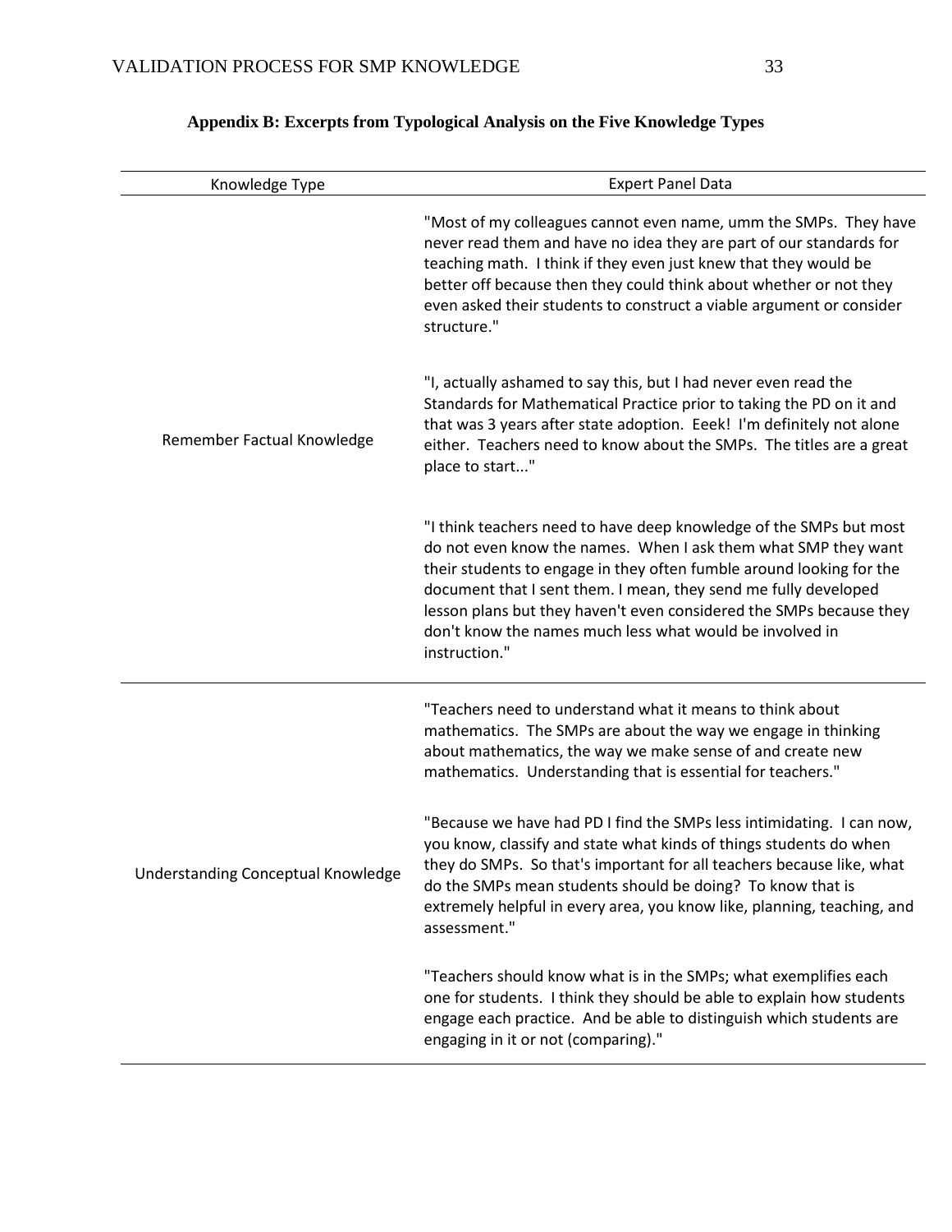**Appendix B: Excerpts from Typological Analysis on the Five Knowledge Types**

| Knowledge Type | Expert Panel Data |
|---|---|
| Remember Factual Knowledge | "Most of my colleagues cannot even name, umm the SMPs. They have never read them and have no idea they are part of our standards for teaching math. I think if they even just knew that they would be better off because then they could think about whether or not they even asked their students to construct a viable argument or consider structure." |
| | "I, actually ashamed to say this, but I had never even read the Standards for Mathematical Practice prior to taking the PD on it and that was 3 years after state adoption. Eeek! I'm definitely not alone either. Teachers need to know about the SMPs. The titles are a great place to start..." |
| | "I think teachers need to have deep knowledge of the SMPs but most do not even know the names. When I ask them what SMP they want their students to engage in they often fumble around looking for the document that I sent them. I mean, they send me fully developed lesson plans but they haven't even considered the SMPs because they don't know the names much less what would be involved in instruction." |
| Understanding Conceptual Knowledge | "Teachers need to understand what it means to think about mathematics. The SMPs are about the way we engage in thinking about mathematics, the way we make sense of and create new mathematics. Understanding that is essential for teachers." |
| | "Because we have had PD I find the SMPs less intimidating. I can now, you know, classify and state what kinds of things students do when they do SMPs. So that's important for all teachers because like, what do the SMPs mean students should be doing? To know that is extremely helpful in every area, you know like, planning, teaching, and assessment." |
| | "Teachers should know what is in the SMPs; what exemplifies each one for students. I think they should be able to explain how students engage each practice. And be able to distinguish which students are engaging in it or not (comparing)." |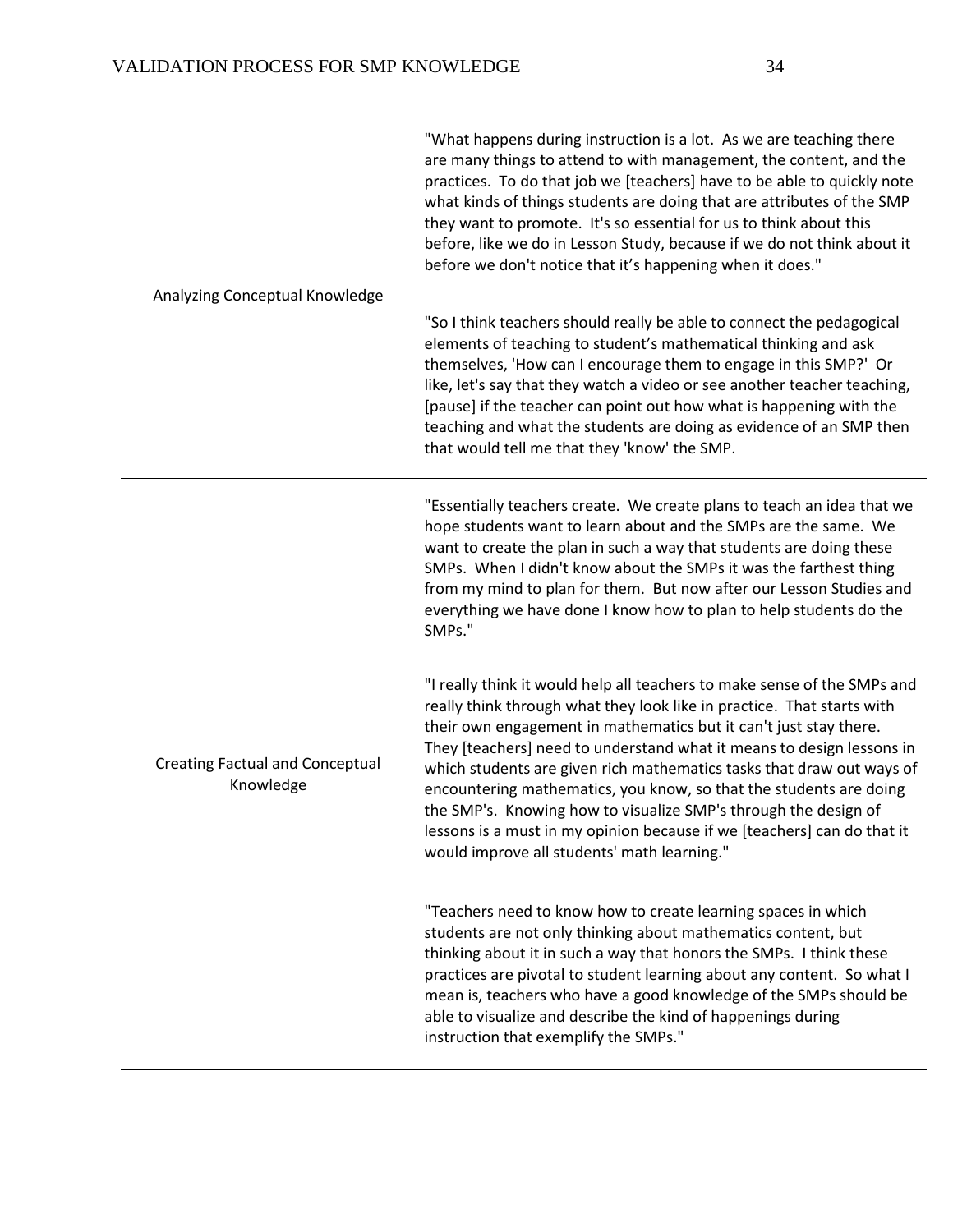| | |
|---|---|
| Analyzing Conceptual Knowledge | "What happens during instruction is a lot. As we are teaching there are many things to attend to with management, the content, and the practices. To do that job we [teachers] have to be able to quickly note what kinds of things students are doing that are attributes of the SMP they want to promote. It's so essential for us to think about this before, like we do in Lesson Study, because if we do not think about it before we don't notice that it's happening when it does." <br><br> "So I think teachers should really be able to connect the pedagogical elements of teaching to student's mathematical thinking and ask themselves, 'How can I encourage them to engage in this SMP?' Or like, let's say that they watch a video or see another teacher teaching, [pause] if the teacher can point out how what is happening with the teaching and what the students are doing as evidence of an SMP then that would tell me that they 'know' the SMP. |
| Creating Factual and Conceptual Knowledge | "Essentially teachers create. We create plans to teach an idea that we hope students want to learn about and the SMPs are the same. We want to create the plan in such a way that students are doing these SMPs. When I didn't know about the SMPs it was the farthest thing from my mind to plan for them. But now after our Lesson Studies and everything we have done I know how to plan to help students do the SMPs." <br><br> "I really think it would help all teachers to make sense of the SMPs and really think through what they look like in practice. That starts with their own engagement in mathematics but it can't just stay there. They [teachers] need to understand what it means to design lessons in which students are given rich mathematics tasks that draw out ways of encountering mathematics, you know, so that the students are doing the SMP's. Knowing how to visualize SMP's through the design of lessons is a must in my opinion because if we [teachers] can do that it would improve all students' math learning." <br><br> "Teachers need to know how to create learning spaces in which students are not only thinking about mathematics content, but thinking about it in such a way that honors the SMPs. I think these practices are pivotal to student learning about any content. So what I mean is, teachers who have a good knowledge of the SMPs should be able to visualize and describe the kind of happenings during instruction that exemplify the SMPs." |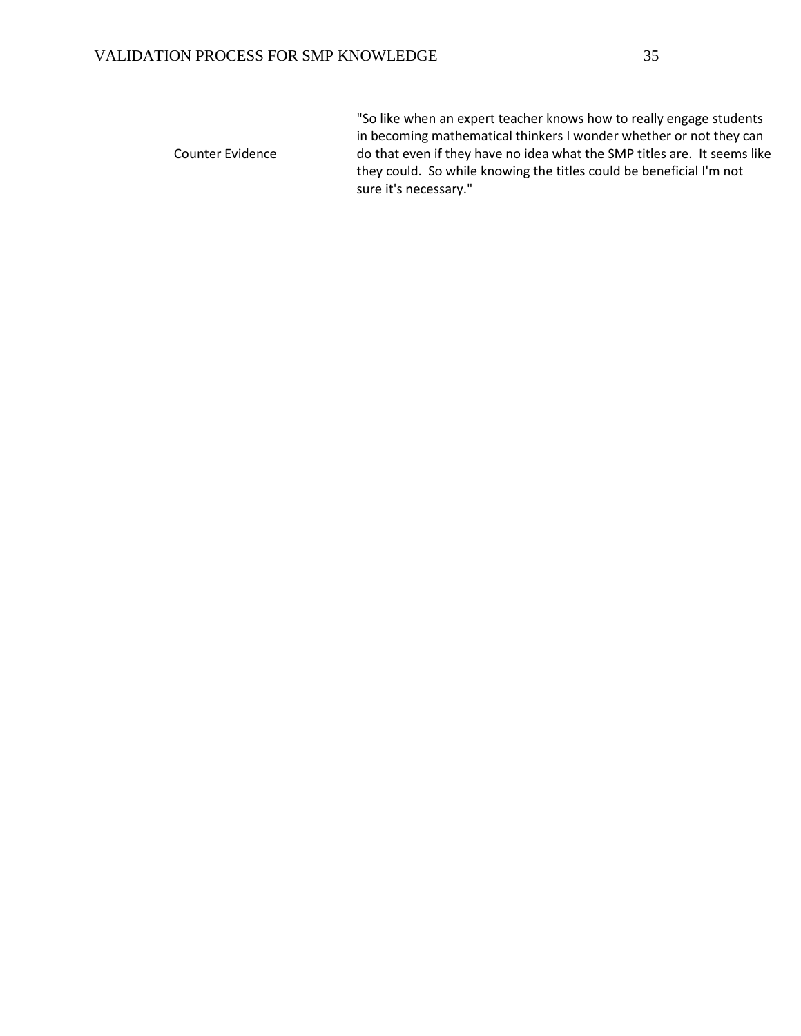| | |
|---|---|
| Counter Evidence | "So like when an expert teacher knows how to really engage students in becoming mathematical thinkers I wonder whether or not they can do that even if they have no idea what the SMP titles are. It seems like they could. So while knowing the titles could be beneficial I'm not sure it's necessary." |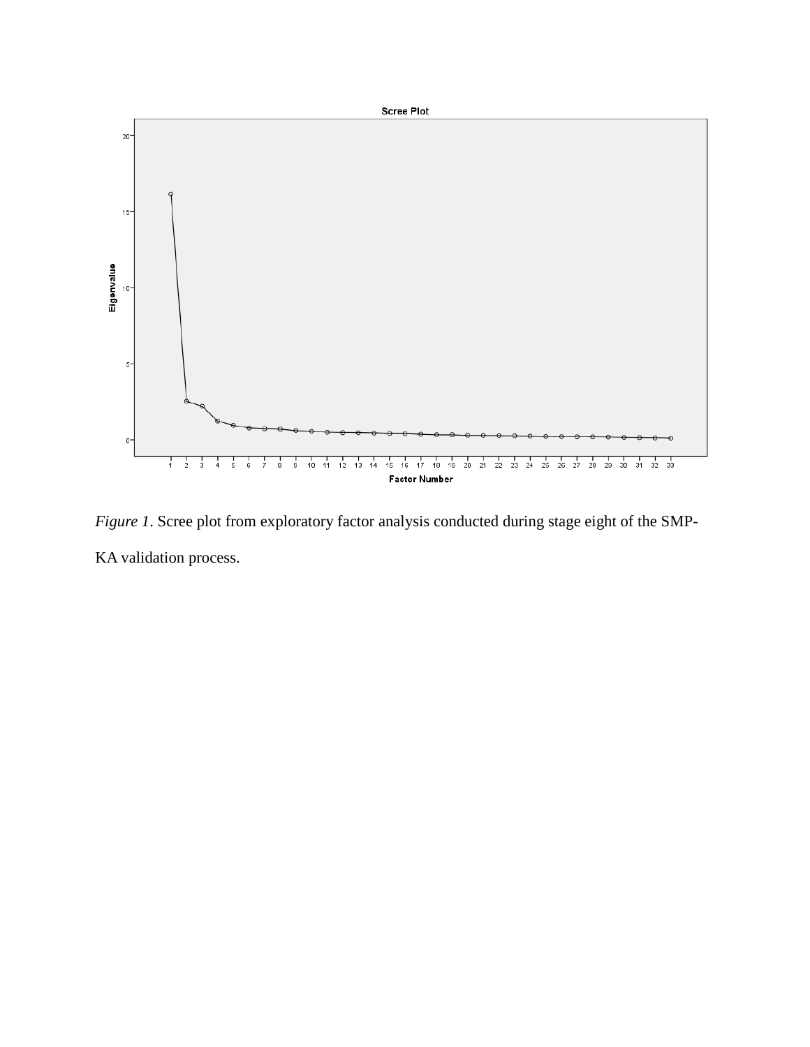*Figure 1*. Scree plot from exploratory factor analysis conducted during stage eight of the SMP-KA validation process.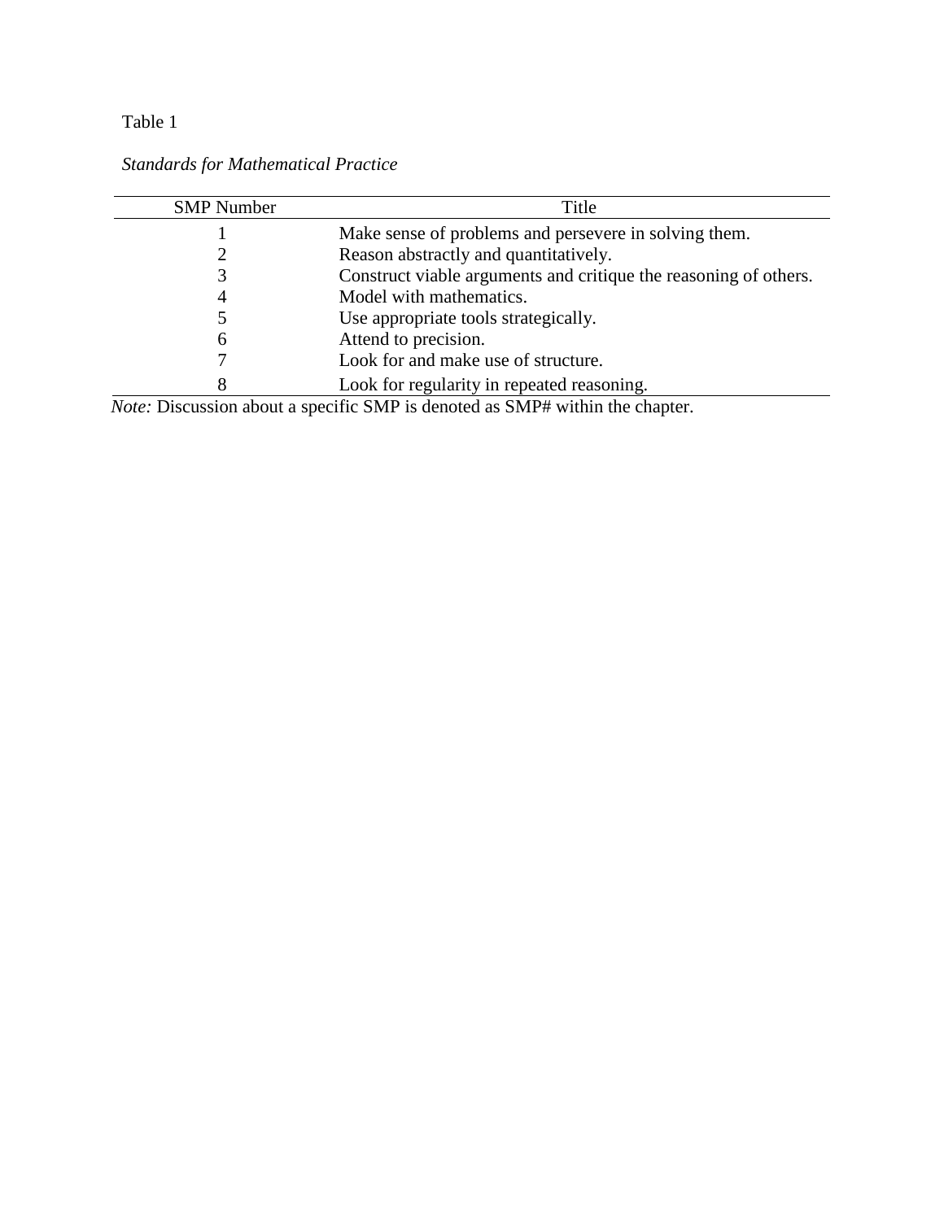Table 1

*Standards for Mathematical Practice*

| SMP Number | Title |
|---|---|
| 1 | Make sense of problems and persevere in solving them. |
| 2 | Reason abstractly and quantitatively. |
| 3 | Construct viable arguments and critique the reasoning of others. |
| 4 | Model with mathematics. |
| 5 | Use appropriate tools strategically. |
| 6 | Attend to precision. |
| 7 | Look for and make use of structure. |
| 8 | Look for regularity in repeated reasoning. |

*Note:* Discussion about a specific SMP is denoted as SMP# within the chapter.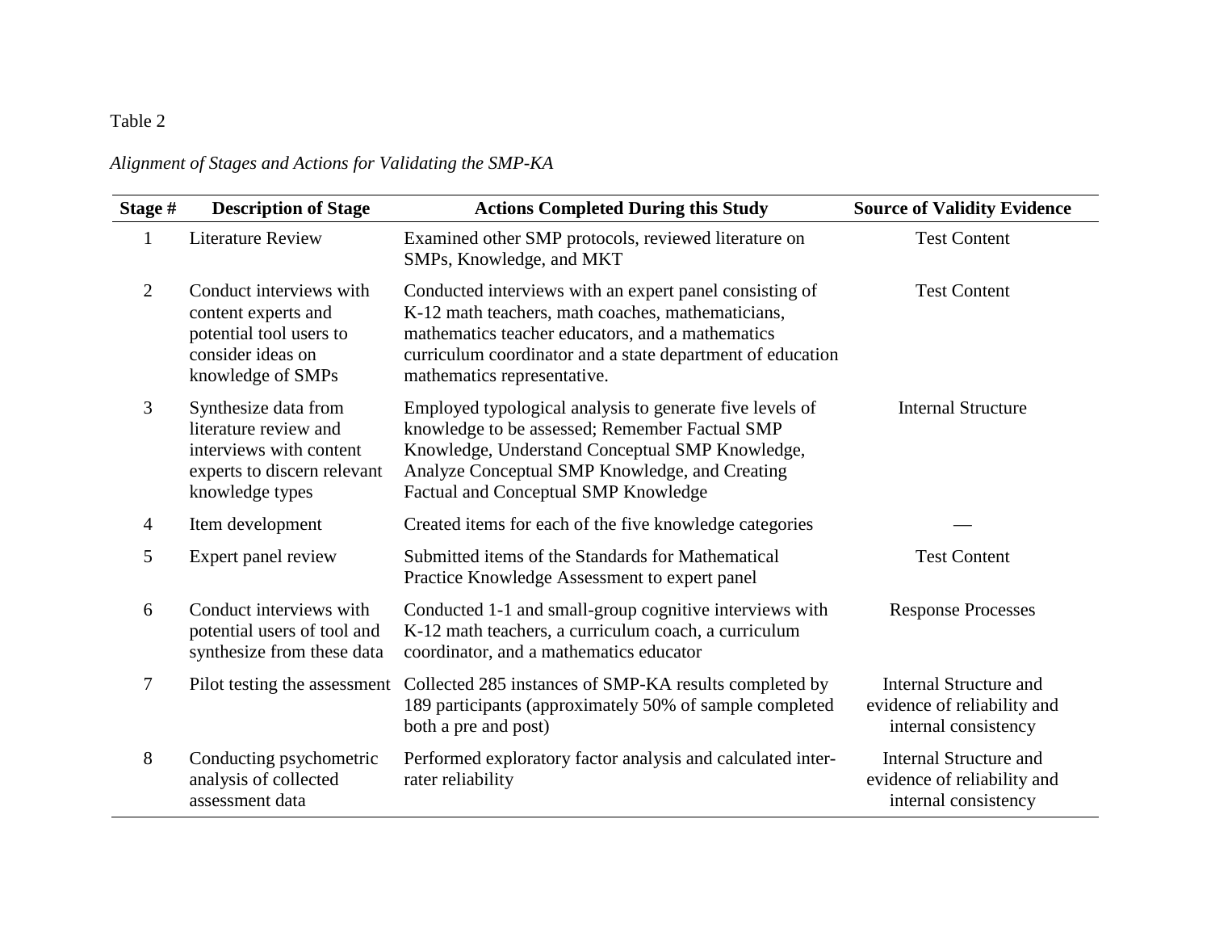Table 2

*Alignment of Stages and Actions for Validating the SMP-KA*

| Stage # | Description of Stage | Actions Completed During this Study | Source of Validity Evidence |
|---|---|---|---|
| 1 | Literature Review | Examined other SMP protocols, reviewed literature on SMPs, Knowledge, and MKT | Test Content |
| 2 | Conduct interviews with content experts and potential tool users to consider ideas on knowledge of SMPs | Conducted interviews with an expert panel consisting of K-12 math teachers, math coaches, mathematicians, mathematics teacher educators, and a mathematics curriculum coordinator and a state department of education mathematics representative. | Test Content |
| 3 | Synthesize data from literature review and interviews with content experts to discern relevant knowledge types | Employed typological analysis to generate five levels of knowledge to be assessed; Remember Factual SMP Knowledge, Understand Conceptual SMP Knowledge, Analyze Conceptual SMP Knowledge, and Creating Factual and Conceptual SMP Knowledge | Internal Structure |
| 4 | Item development | Created items for each of the five knowledge categories | — |
| 5 | Expert panel review | Submitted items of the Standards for Mathematical Practice Knowledge Assessment to expert panel | Test Content |
| 6 | Conduct interviews with potential users of tool and synthesize from these data | Conducted 1-1 and small-group cognitive interviews with K-12 math teachers, a curriculum coach, a curriculum coordinator, and a mathematics educator | Response Processes |
| 7 | Pilot testing the assessment | Collected 285 instances of SMP-KA results completed by 189 participants (approximately 50% of sample completed both a pre and post) | Internal Structure and evidence of reliability and internal consistency |
| 8 | Conducting psychometric analysis of collected assessment data | Performed exploratory factor analysis and calculated inter-rater reliability | Internal Structure and evidence of reliability and internal consistency |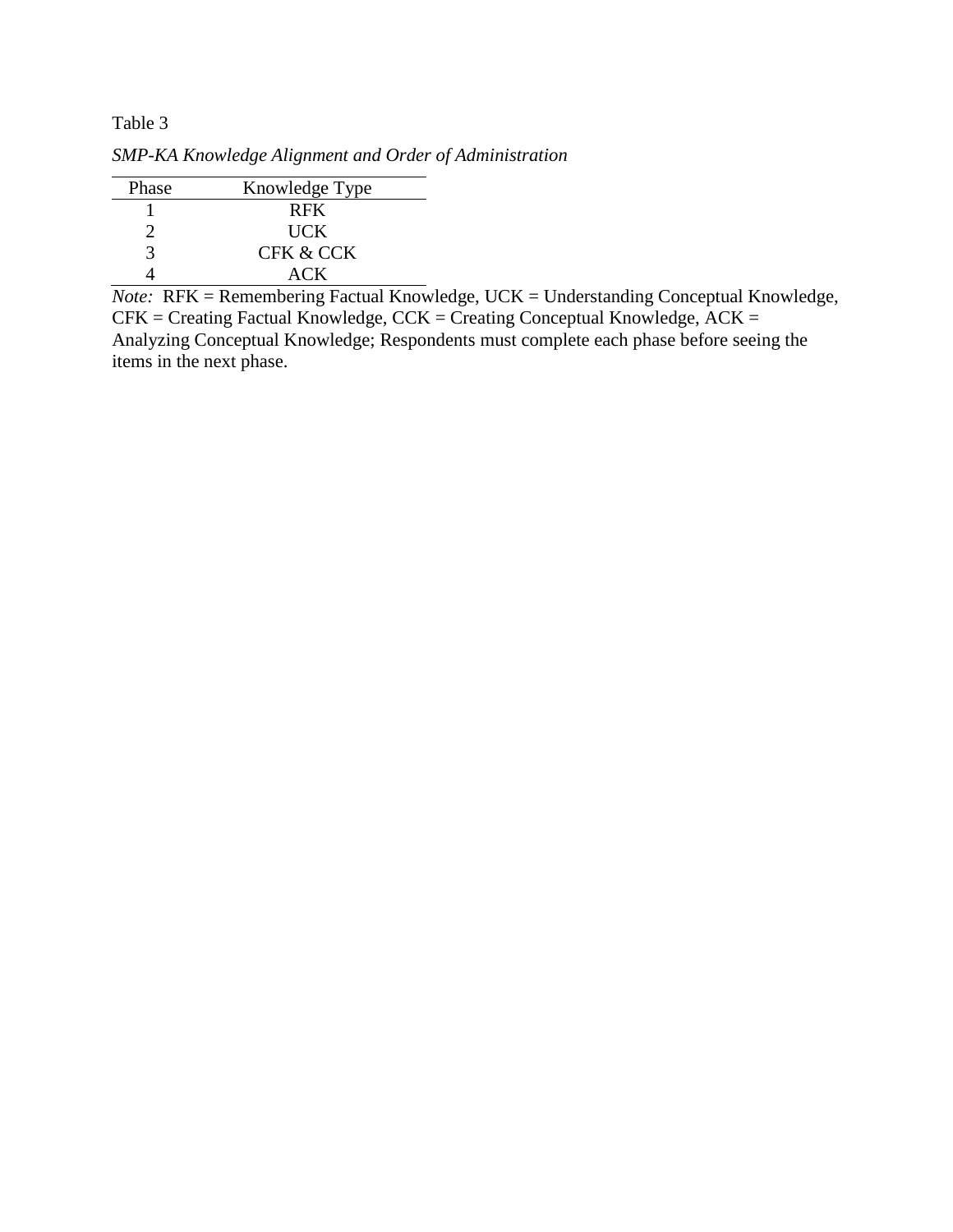Table 3

*SMP-KA Knowledge Alignment and Order of Administration*

| Phase | Knowledge Type |
|---|---|
| 1 | RFK |
| 2 | UCK |
| 3 | CFK & CCK |
| 4 | ACK |

*Note:* RFK = Remembering Factual Knowledge, UCK = Understanding Conceptual Knowledge, CFK = Creating Factual Knowledge, CCK = Creating Conceptual Knowledge, ACK = Analyzing Conceptual Knowledge; Respondents must complete each phase before seeing the items in the next phase.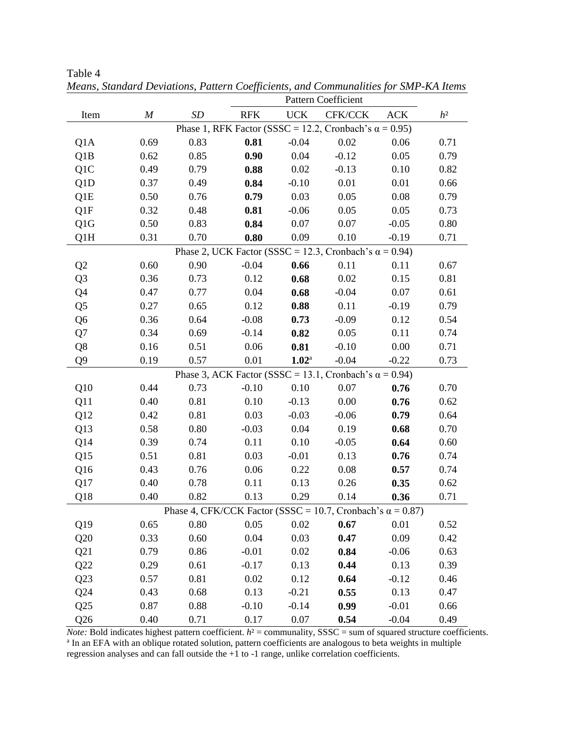Table 4

*Means, Standard Deviations, Pattern Coefficients, and Communalities for SMP-KA Items*

| | | | Pattern Coefficient | | | | |
|---|---|---|---|---|---|---|---|
| Item | *M* | *SD* | RFK | UCK | CFK/CCK | ACK | $h^2$ |
| Phase 1, RFK Factor (SSSC = 12.2, Cronbach's α = 0.95) | | | | | | | |
| Q1A | 0.69 | 0.83 | **0.81** | -0.04 | 0.02 | 0.06 | 0.71 |
| Q1B | 0.62 | 0.85 | **0.90** | 0.04 | -0.12 | 0.05 | 0.79 |
| Q1C | 0.49 | 0.79 | **0.88** | 0.02 | -0.13 | 0.10 | 0.82 |
| Q1D | 0.37 | 0.49 | **0.84** | -0.10 | 0.01 | 0.01 | 0.66 |
| Q1E | 0.50 | 0.76 | **0.79** | 0.03 | 0.05 | 0.08 | 0.79 |
| Q1F | 0.32 | 0.48 | **0.81** | -0.06 | 0.05 | 0.05 | 0.73 |
| Q1G | 0.50 | 0.83 | **0.84** | 0.07 | 0.07 | -0.05 | 0.80 |
| Q1H | 0.31 | 0.70 | **0.80** | 0.09 | 0.10 | -0.19 | 0.71 |
| Phase 2, UCK Factor (SSSC = 12.3, Cronbach's α = 0.94) | | | | | | | |
| Q2 | 0.60 | 0.90 | -0.04 | **0.66** | 0.11 | 0.11 | 0.67 |
| Q3 | 0.36 | 0.73 | 0.12 | **0.68** | 0.02 | 0.15 | 0.81 |
| Q4 | 0.47 | 0.77 | 0.04 | **0.68** | -0.04 | 0.07 | 0.61 |
| Q5 | 0.27 | 0.65 | 0.12 | **0.88** | 0.11 | -0.19 | 0.79 |
| Q6 | 0.36 | 0.64 | -0.08 | **0.73** | -0.09 | 0.12 | 0.54 |
| Q7 | 0.34 | 0.69 | -0.14 | **0.82** | 0.05 | 0.11 | 0.74 |
| Q8 | 0.16 | 0.51 | 0.06 | **0.81** | -0.10 | 0.00 | 0.71 |
| Q9 | 0.19 | 0.57 | 0.01 | **1.02**[a] | -0.04 | -0.22 | 0.73 |
| Phase 3, ACK Factor (SSSC = 13.1, Cronbach's α = 0.94) | | | | | | | |
| Q10 | 0.44 | 0.73 | -0.10 | 0.10 | 0.07 | **0.76** | 0.70 |
| Q11 | 0.40 | 0.81 | 0.10 | -0.13 | 0.00 | **0.76** | 0.62 |
| Q12 | 0.42 | 0.81 | 0.03 | -0.03 | -0.06 | **0.79** | 0.64 |
| Q13 | 0.58 | 0.80 | -0.03 | 0.04 | 0.19 | **0.68** | 0.70 |
| Q14 | 0.39 | 0.74 | 0.11 | 0.10 | -0.05 | **0.64** | 0.60 |
| Q15 | 0.51 | 0.81 | 0.03 | -0.01 | 0.13 | **0.76** | 0.74 |
| Q16 | 0.43 | 0.76 | 0.06 | 0.22 | 0.08 | **0.57** | 0.74 |
| Q17 | 0.40 | 0.78 | 0.11 | 0.13 | 0.26 | **0.35** | 0.62 |
| Q18 | 0.40 | 0.82 | 0.13 | 0.29 | 0.14 | **0.36** | 0.71 |
| Phase 4, CFK/CCK Factor (SSSC = 10.7, Cronbach's α = 0.87) | | | | | | | |
| Q19 | 0.65 | 0.80 | 0.05 | 0.02 | **0.67** | 0.01 | 0.52 |
| Q20 | 0.33 | 0.60 | 0.04 | 0.03 | **0.47** | 0.09 | 0.42 |
| Q21 | 0.79 | 0.86 | -0.01 | 0.02 | **0.84** | -0.06 | 0.63 |
| Q22 | 0.29 | 0.61 | -0.17 | 0.13 | **0.44** | 0.13 | 0.39 |
| Q23 | 0.57 | 0.81 | 0.02 | 0.12 | **0.64** | -0.12 | 0.46 |
| Q24 | 0.43 | 0.68 | 0.13 | -0.21 | **0.55** | 0.13 | 0.47 |
| Q25 | 0.87 | 0.88 | -0.10 | -0.14 | **0.99** | -0.01 | 0.66 |
| Q26 | 0.40 | 0.71 | 0.17 | 0.07 | **0.54** | -0.04 | 0.49 |

*Note:* Bold indicates highest pattern coefficient. $h^2$ = communality, SSSC = sum of squared structure coefficients.
[a] In an EFA with an oblique rotated solution, pattern coefficients are analogous to beta weights in multiple regression analyses and can fall outside the +1 to -1 range, unlike correlation coefficients.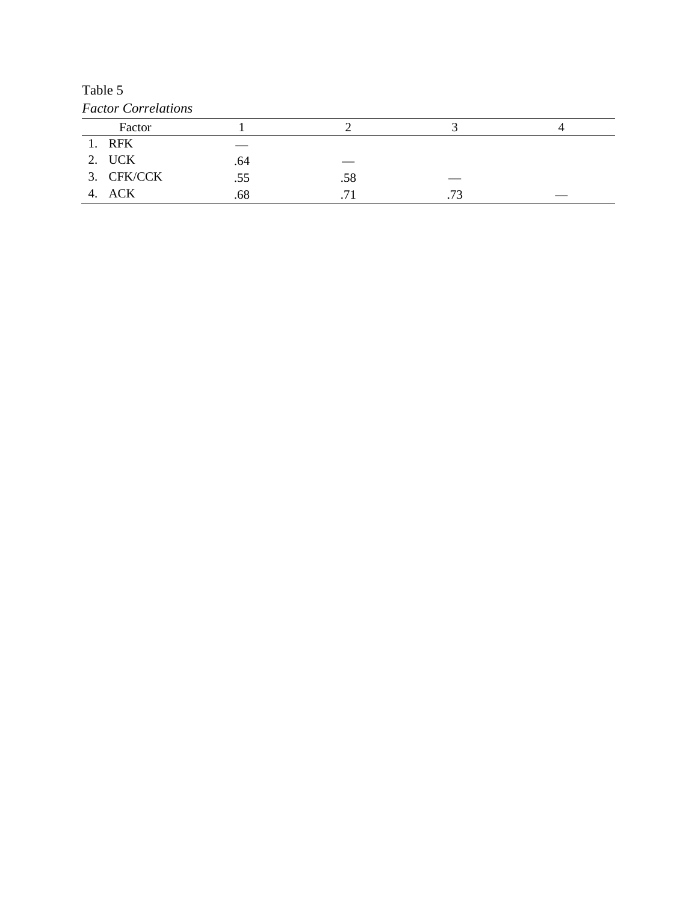Table 5

*Factor Correlations*

| Factor | 1 | 2 | 3 | 4 |
|---|---|---|---|---|
| 1. RFK | — | | | |
| 2. UCK | .64 | — | | |
| 3. CFK/CCK | .55 | .58 | — | |
| 4. ACK | .68 | .71 | .73 | — |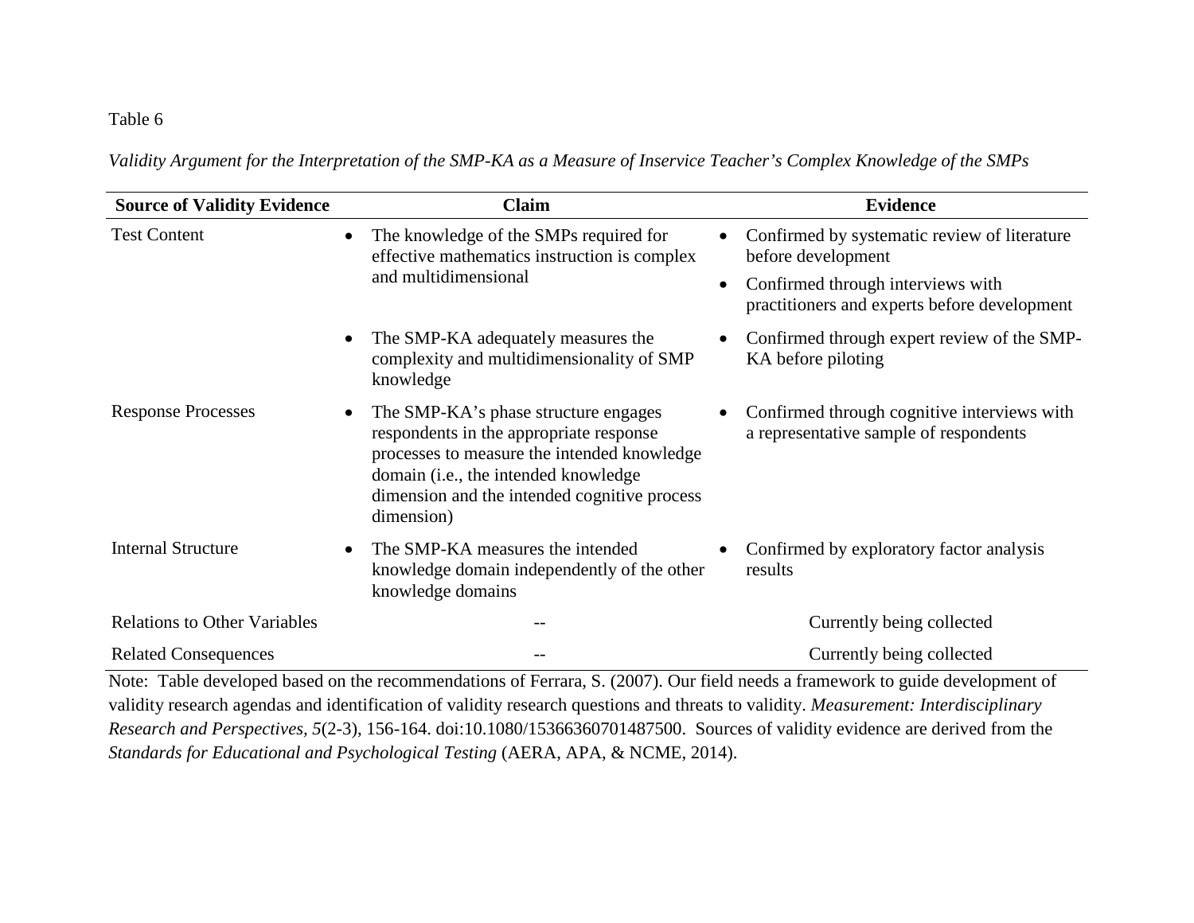Table 6

*Validity Argument for the Interpretation of the SMP-KA as a Measure of Inservice Teacher's Complex Knowledge of the SMPs*

| **Source of Validity Evidence** | **Claim** | **Evidence** |
|---|---|---|
| Test Content | • The knowledge of the SMPs required for effective mathematics instruction is complex and multidimensional | • Confirmed by systematic review of literature before development<br>• Confirmed through interviews with practitioners and experts before development |
| | • The SMP-KA adequately measures the complexity and multidimensionality of SMP knowledge | • Confirmed through expert review of the SMP-KA before piloting |
| Response Processes | • The SMP-KA's phase structure engages respondents in the appropriate response processes to measure the intended knowledge domain (i.e., the intended knowledge dimension and the intended cognitive process dimension) | • Confirmed through cognitive interviews with a representative sample of respondents |
| Internal Structure | • The SMP-KA measures the intended knowledge domain independently of the other knowledge domains | • Confirmed by exploratory factor analysis results |
| Relations to Other Variables | -- | Currently being collected |
| Related Consequences | -- | Currently being collected |

Note: Table developed based on the recommendations of Ferrara, S. (2007). Our field needs a framework to guide development of validity research agendas and identification of validity research questions and threats to validity. *Measurement: Interdisciplinary Research and Perspectives, 5*(2-3), 156-164. doi:10.1080/15366360701487500. Sources of validity evidence are derived from the *Standards for Educational and Psychological Testing* (AERA, APA, & NCME, 2014).